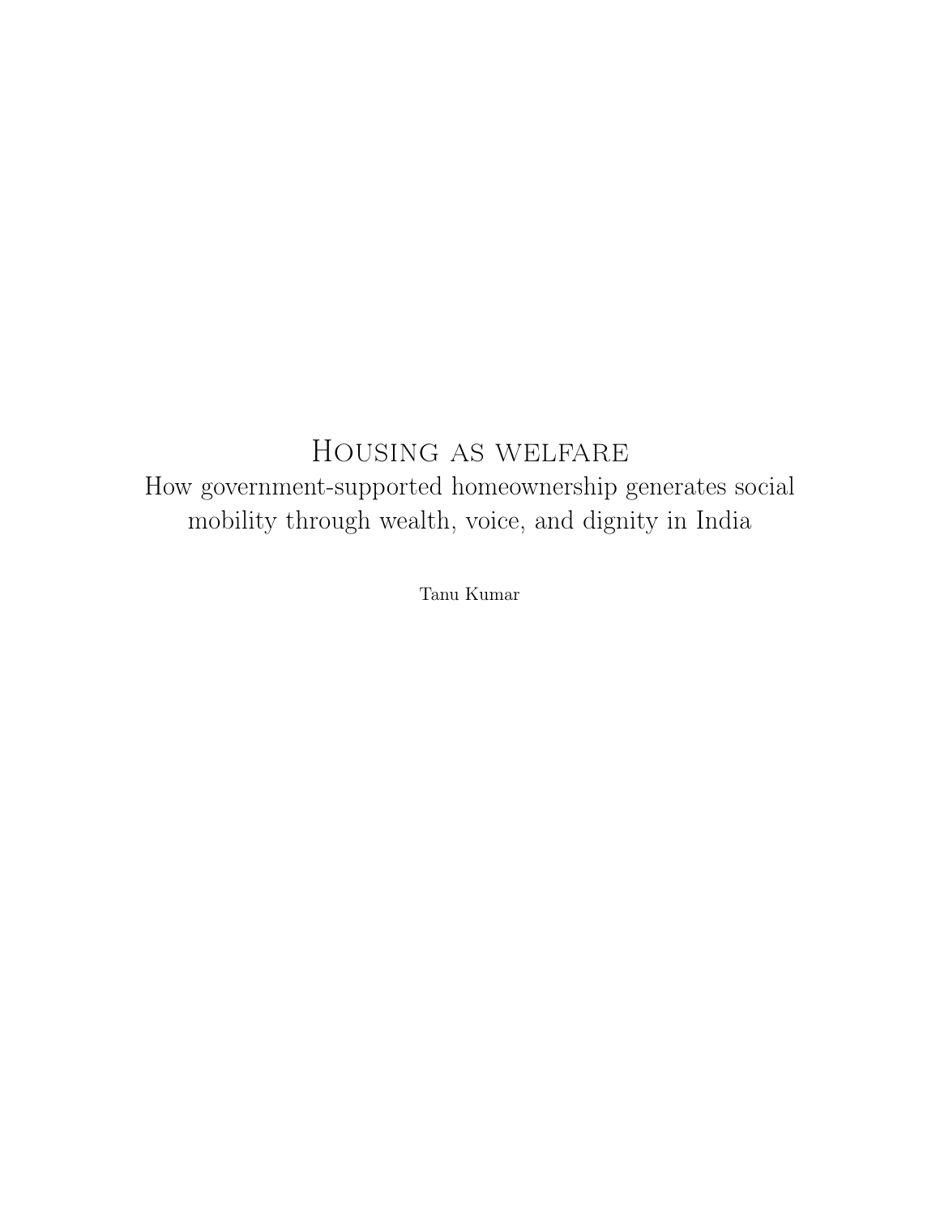# Housing as welfare

## How government-supported homeownership generates social mobility through wealth, voice, and dignity in India

Tanu Kumar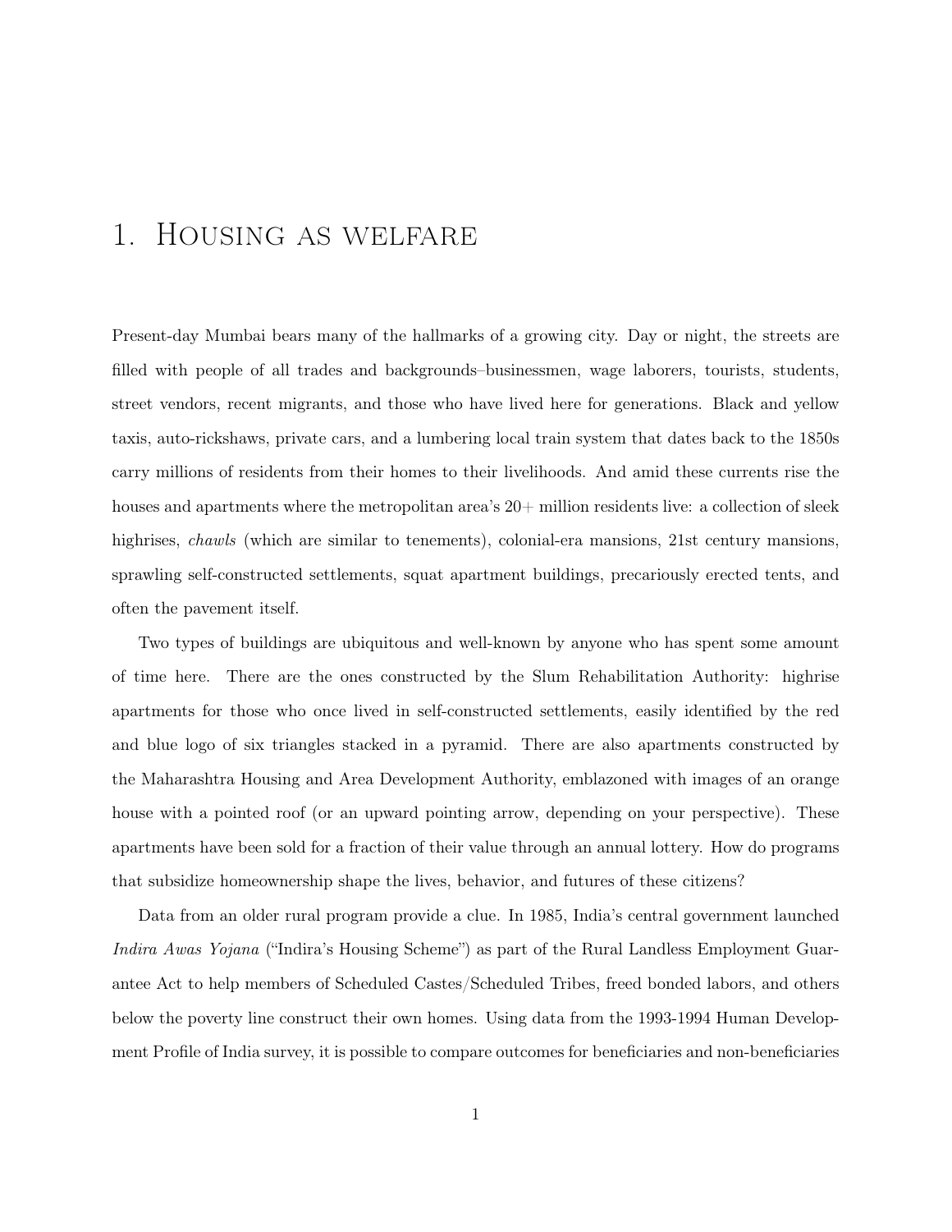# 1. Housing as welfare

Present-day Mumbai bears many of the hallmarks of a growing city. Day or night, the streets are filled with people of all trades and backgrounds–businessmen, wage laborers, tourists, students, street vendors, recent migrants, and those who have lived here for generations. Black and yellow taxis, auto-rickshaws, private cars, and a lumbering local train system that dates back to the 1850s carry millions of residents from their homes to their livelihoods. And amid these currents rise the houses and apartments where the metropolitan area's 20+ million residents live: a collection of sleek highrises, *chawls* (which are similar to tenements), colonial-era mansions, 21st century mansions, sprawling self-constructed settlements, squat apartment buildings, precariously erected tents, and often the pavement itself.

Two types of buildings are ubiquitous and well-known by anyone who has spent some amount of time here. There are the ones constructed by the Slum Rehabilitation Authority: highrise apartments for those who once lived in self-constructed settlements, easily identified by the red and blue logo of six triangles stacked in a pyramid. There are also apartments constructed by the Maharashtra Housing and Area Development Authority, emblazoned with images of an orange house with a pointed roof (or an upward pointing arrow, depending on your perspective). These apartments have been sold for a fraction of their value through an annual lottery. How do programs that subsidize homeownership shape the lives, behavior, and futures of these citizens?

Data from an older rural program provide a clue. In 1985, India's central government launched *Indira Awas Yojana* ("Indira's Housing Scheme") as part of the Rural Landless Employment Guarantee Act to help members of Scheduled Castes/Scheduled Tribes, freed bonded labors, and others below the poverty line construct their own homes. Using data from the 1993-1994 Human Development Profile of India survey, it is possible to compare outcomes for beneficiaries and non-beneficiaries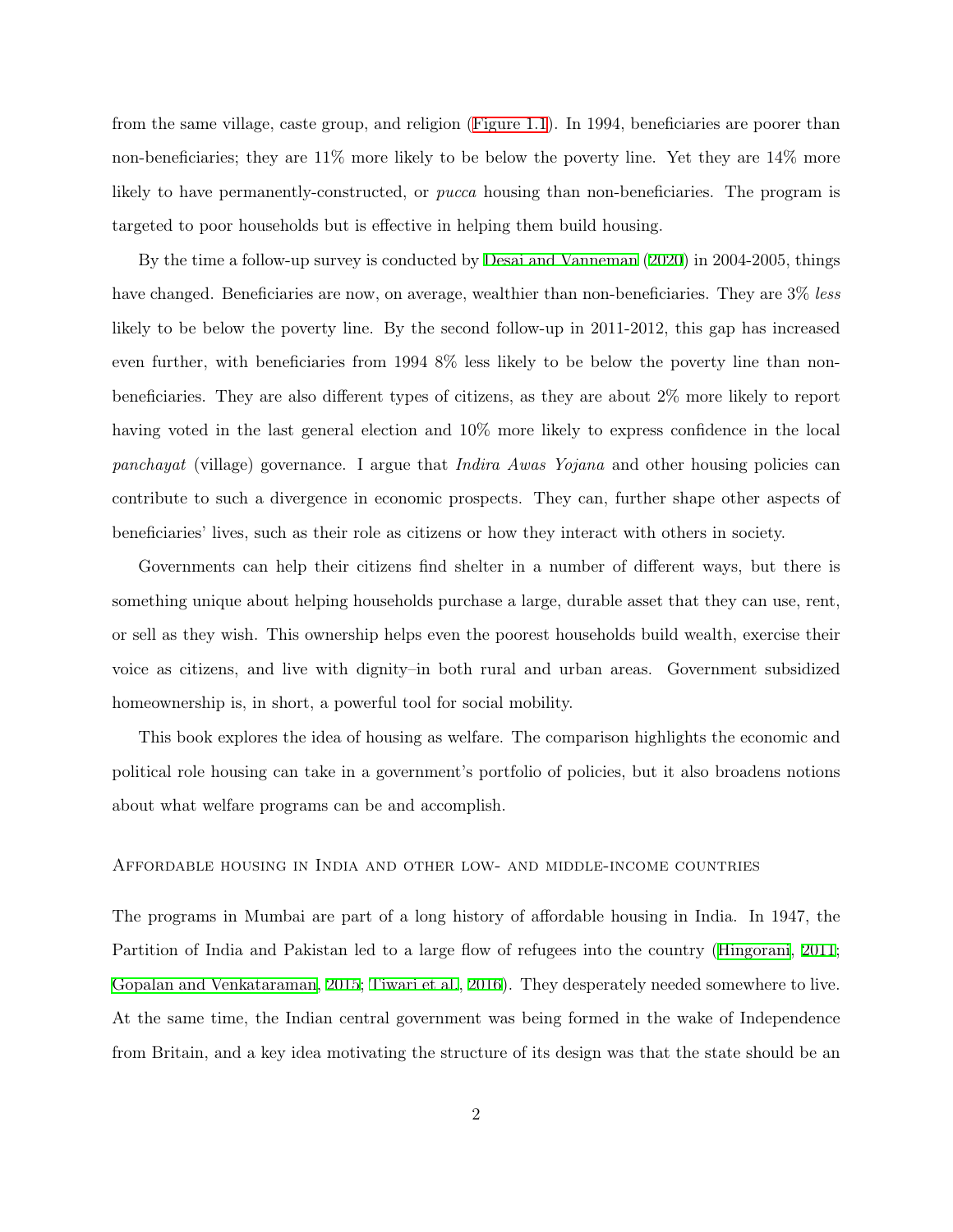from the same village, caste group, and religion (Figure 1.1). In 1994, beneficiaries are poorer than non-beneficiaries; they are 11% more likely to be below the poverty line. Yet they are 14% more likely to have permanently-constructed, or *pucca* housing than non-beneficiaries. The program is targeted to poor households but is effective in helping them build housing.

By the time a follow-up survey is conducted by Desai and Vanneman (2020) in 2004-2005, things have changed. Beneficiaries are now, on average, wealthier than non-beneficiaries. They are 3% *less* likely to be below the poverty line. By the second follow-up in 2011-2012, this gap has increased even further, with beneficiaries from 1994 8% less likely to be below the poverty line than non-beneficiaries. They are also different types of citizens, as they are about 2% more likely to report having voted in the last general election and 10% more likely to express confidence in the local *panchayat* (village) governance. I argue that *Indira Awas Yojana* and other housing policies can contribute to such a divergence in economic prospects. They can, further shape other aspects of beneficiaries' lives, such as their role as citizens or how they interact with others in society.

Governments can help their citizens find shelter in a number of different ways, but there is something unique about helping households purchase a large, durable asset that they can use, rent, or sell as they wish. This ownership helps even the poorest households build wealth, exercise their voice as citizens, and live with dignity–in both rural and urban areas. Government subsidized homeownership is, in short, a powerful tool for social mobility.

This book explores the idea of housing as welfare. The comparison highlights the economic and political role housing can take in a government's portfolio of policies, but it also broadens notions about what welfare programs can be and accomplish.

### Affordable housing in India and other low- and middle-income countries

The programs in Mumbai are part of a long history of affordable housing in India. In 1947, the Partition of India and Pakistan led to a large flow of refugees into the country (Hingorani, 2011; Gopalan and Venkataraman, 2015; Tiwari et al., 2016). They desperately needed somewhere to live. At the same time, the Indian central government was being formed in the wake of Independence from Britain, and a key idea motivating the structure of its design was that the state should be an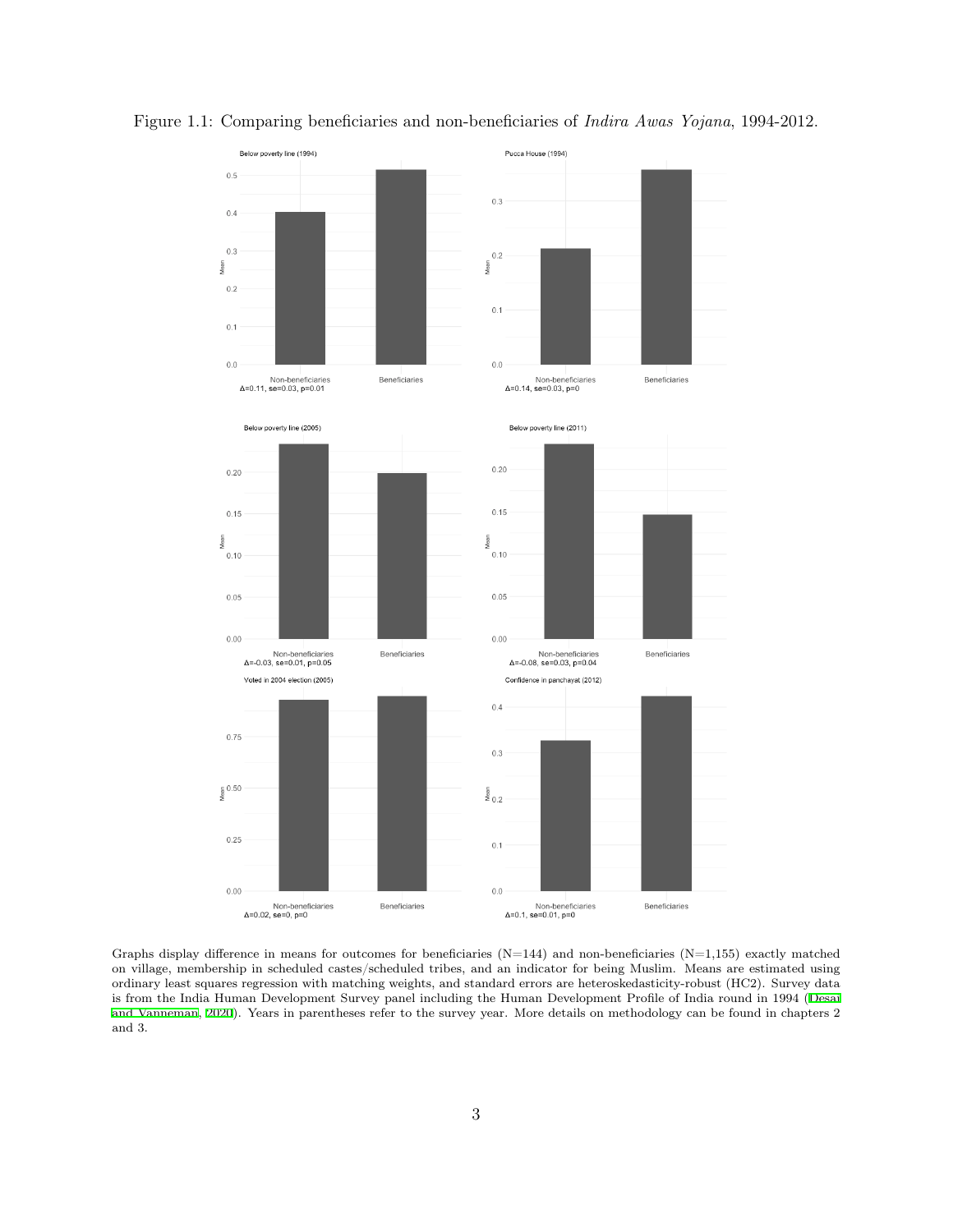Figure 1.1: Comparing beneficiaries and non-beneficiaries of *Indira Awas Yojana*, 1994-2012.

Below poverty line (1994)

Δ=0.11, se=0.03, p=0.01

Pucca House (1994)

Δ=0.14, se=0.03, p=0

Below poverty line (2005)

Δ=-0.03, se=0.01, p=0.05

Below poverty line (2011)

Δ=-0.08, se=0.03, p=0.04

Voted in 2004 election (2005)

Δ=0.02, se=0, p=0

Confidence in panchayat (2012)

Δ=0.1, se=0.01, p=0

Graphs display difference in means for outcomes for beneficiaries (N=144) and non-beneficiaries (N=1,155) exactly matched on village, membership in scheduled castes/scheduled tribes, and an indicator for being Muslim. Means are estimated using ordinary least squares regression with matching weights, and standard errors are heteroskedasticity-robust (HC2). Survey data is from the India Human Development Survey panel including the Human Development Profile of India round in 1994 (Desai and Vanneman, 2020). Years in parentheses refer to the survey year. More details on methodology can be found in chapters 2 and 3.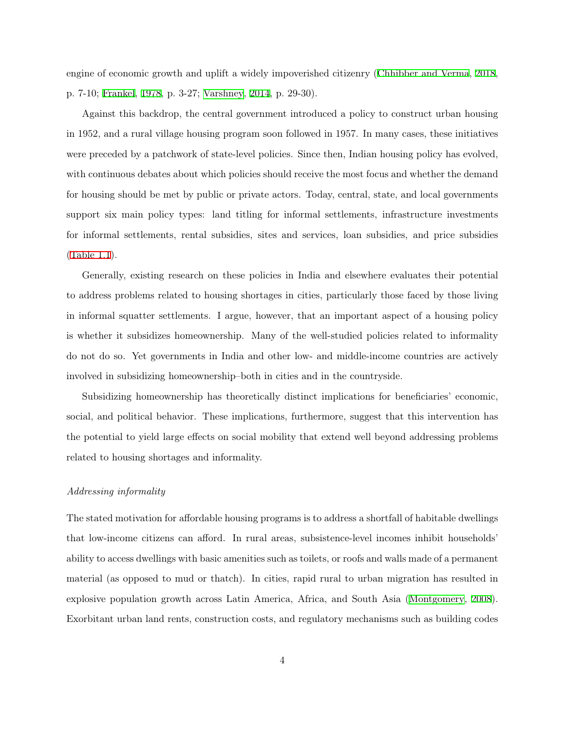engine of economic growth and uplift a widely impoverished citizenry (Chhibber and Verma, 2018, p. 7-10; Frankel, 1978, p. 3-27; Varshney, 2014, p. 29-30).

Against this backdrop, the central government introduced a policy to construct urban housing in 1952, and a rural village housing program soon followed in 1957. In many cases, these initiatives were preceded by a patchwork of state-level policies. Since then, Indian housing policy has evolved, with continuous debates about which policies should receive the most focus and whether the demand for housing should be met by public or private actors. Today, central, state, and local governments support six main policy types: land titling for informal settlements, infrastructure investments for informal settlements, rental subsidies, sites and services, loan subsidies, and price subsidies (Table 1.1).

Generally, existing research on these policies in India and elsewhere evaluates their potential to address problems related to housing shortages in cities, particularly those faced by those living in informal squatter settlements. I argue, however, that an important aspect of a housing policy is whether it subsidizes homeownership. Many of the well-studied policies related to informality do not do so. Yet governments in India and other low- and middle-income countries are actively involved in subsidizing homeownership–both in cities and in the countryside.

Subsidizing homeownership has theoretically distinct implications for beneficiaries' economic, social, and political behavior. These implications, furthermore, suggest that this intervention has the potential to yield large effects on social mobility that extend well beyond addressing problems related to housing shortages and informality.

*Addressing informality*

The stated motivation for affordable housing programs is to address a shortfall of habitable dwellings that low-income citizens can afford. In rural areas, subsistence-level incomes inhibit households' ability to access dwellings with basic amenities such as toilets, or roofs and walls made of a permanent material (as opposed to mud or thatch). In cities, rapid rural to urban migration has resulted in explosive population growth across Latin America, Africa, and South Asia (Montgomery, 2008). Exorbitant urban land rents, construction costs, and regulatory mechanisms such as building codes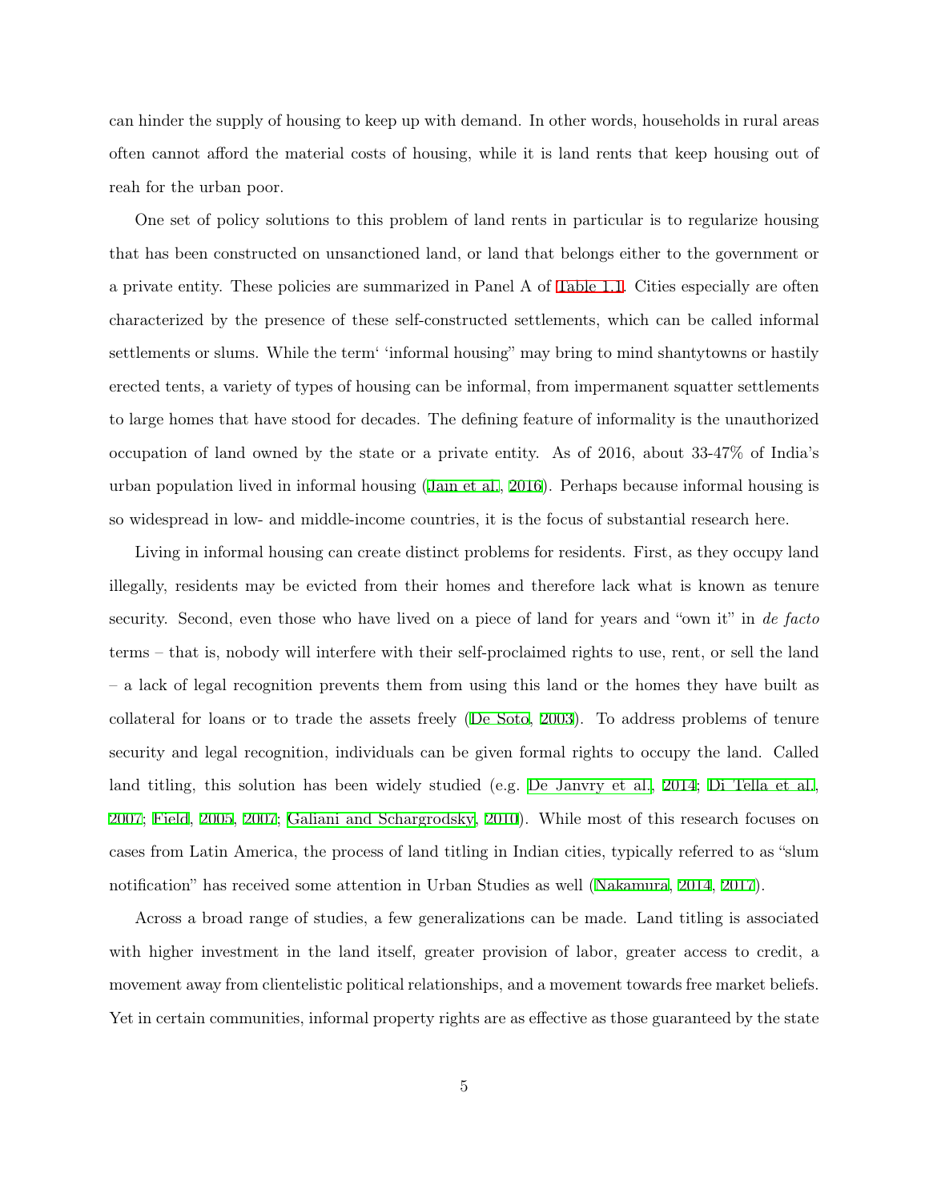can hinder the supply of housing to keep up with demand. In other words, households in rural areas often cannot afford the material costs of housing, while it is land rents that keep housing out of reah for the urban poor.

One set of policy solutions to this problem of land rents in particular is to regularize housing that has been constructed on unsanctioned land, or land that belongs either to the government or a private entity. These policies are summarized in Panel A of Table 1.1. Cities especially are often characterized by the presence of these self-constructed settlements, which can be called informal settlements or slums. While the term' 'informal housing" may bring to mind shantytowns or hastily erected tents, a variety of types of housing can be informal, from impermanent squatter settlements to large homes that have stood for decades. The defining feature of informality is the unauthorized occupation of land owned by the state or a private entity. As of 2016, about 33-47% of India's urban population lived in informal housing (Jain et al., 2016). Perhaps because informal housing is so widespread in low- and middle-income countries, it is the focus of substantial research here.

Living in informal housing can create distinct problems for residents. First, as they occupy land illegally, residents may be evicted from their homes and therefore lack what is known as tenure security. Second, even those who have lived on a piece of land for years and "own it" in *de facto* terms – that is, nobody will interfere with their self-proclaimed rights to use, rent, or sell the land – a lack of legal recognition prevents them from using this land or the homes they have built as collateral for loans or to trade the assets freely (De Soto, 2003). To address problems of tenure security and legal recognition, individuals can be given formal rights to occupy the land. Called land titling, this solution has been widely studied (e.g. De Janvry et al., 2014; Di Tella et al., 2007; Field, 2005, 2007; Galiani and Schargrodsky, 2010). While most of this research focuses on cases from Latin America, the process of land titling in Indian cities, typically referred to as "slum notification" has received some attention in Urban Studies as well (Nakamura, 2014, 2017).

Across a broad range of studies, a few generalizations can be made. Land titling is associated with higher investment in the land itself, greater provision of labor, greater access to credit, a movement away from clientelistic political relationships, and a movement towards free market beliefs. Yet in certain communities, informal property rights are as effective as those guaranteed by the state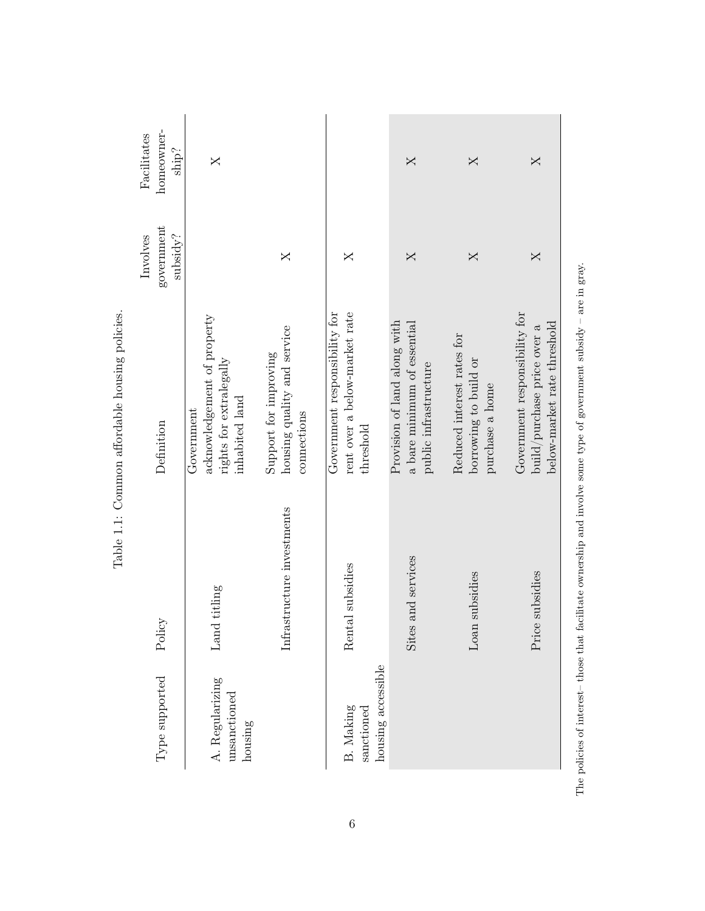Table 1.1: Common affordable housing policies.

| Type supported | Policy | Definition | Involves government subsidy? | Facilitates homeownership? |
|---|---|---|---|---|
| A. Regularizing unsanctioned housing | Land titling | Government acknowledgement of property rights for extralegally inhabited land | | X |
| | Infrastructure investments | Support for improving housing quality and service connections | X | |
| B. Making sanctioned housing accessible | Rental subsidies | Government responsibility for rent over a below-market rate threshold | X | |
| | Sites and services | Provision of land along with a bare minimum of essential public infrastructure | X | X |
| | Loan subsidies | Reduced interest rates for borrowing to build or purchase a home | X | X |
| | Price subsidies | Government responsibility for build/purchase price over a below-market rate threshold | X | X |

The policies of interest– those that facilitate ownership and involve some type of government subsidy – are in gray.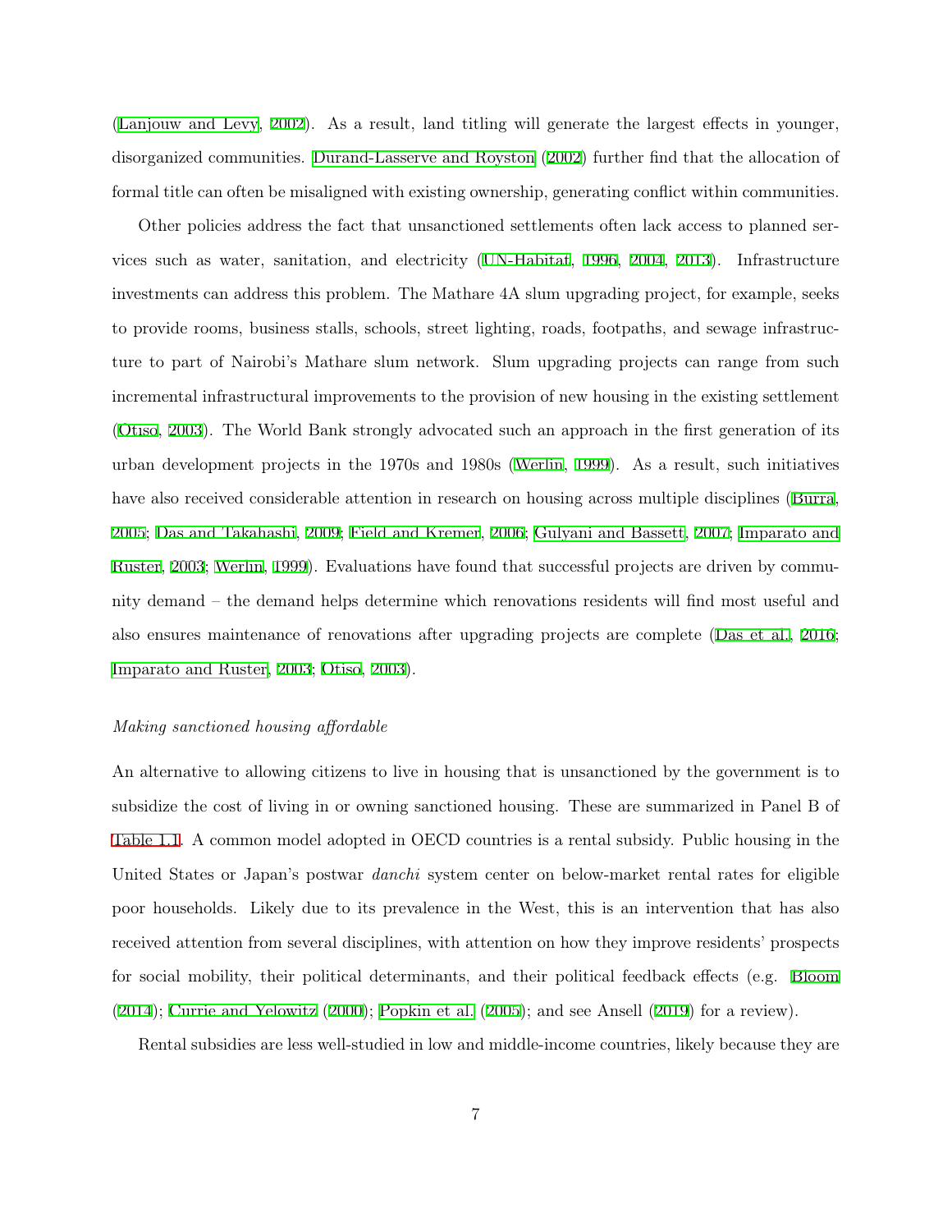(Lanjouw and Levy, 2002). As a result, land titling will generate the largest effects in younger, disorganized communities. Durand-Lasserve and Royston (2002) further find that the allocation of formal title can often be misaligned with existing ownership, generating conflict within communities.

Other policies address the fact that unsanctioned settlements often lack access to planned services such as water, sanitation, and electricity (UN-Habitat, 1996, 2004, 2013). Infrastructure investments can address this problem. The Mathare 4A slum upgrading project, for example, seeks to provide rooms, business stalls, schools, street lighting, roads, footpaths, and sewage infrastructure to part of Nairobi's Mathare slum network. Slum upgrading projects can range from such incremental infrastructural improvements to the provision of new housing in the existing settlement (Otiso, 2003). The World Bank strongly advocated such an approach in the first generation of its urban development projects in the 1970s and 1980s (Werlin, 1999). As a result, such initiatives have also received considerable attention in research on housing across multiple disciplines (Burra, 2005; Das and Takahashi, 2009; Field and Kremer, 2006; Gulyani and Bassett, 2007; Imparato and Ruster, 2003; Werlin, 1999). Evaluations have found that successful projects are driven by community demand – the demand helps determine which renovations residents will find most useful and also ensures maintenance of renovations after upgrading projects are complete (Das et al., 2016; Imparato and Ruster, 2003; Otiso, 2003).

*Making sanctioned housing affordable*

An alternative to allowing citizens to live in housing that is unsanctioned by the government is to subsidize the cost of living in or owning sanctioned housing. These are summarized in Panel B of Table 1.1. A common model adopted in OECD countries is a rental subsidy. Public housing in the United States or Japan's postwar *danchi* system center on below-market rental rates for eligible poor households. Likely due to its prevalence in the West, this is an intervention that has also received attention from several disciplines, with attention on how they improve residents' prospects for social mobility, their political determinants, and their political feedback effects (e.g. Bloom (2014); Currie and Yelowitz (2000); Popkin et al. (2005); and see Ansell (2019) for a review).

Rental subsidies are less well-studied in low and middle-income countries, likely because they are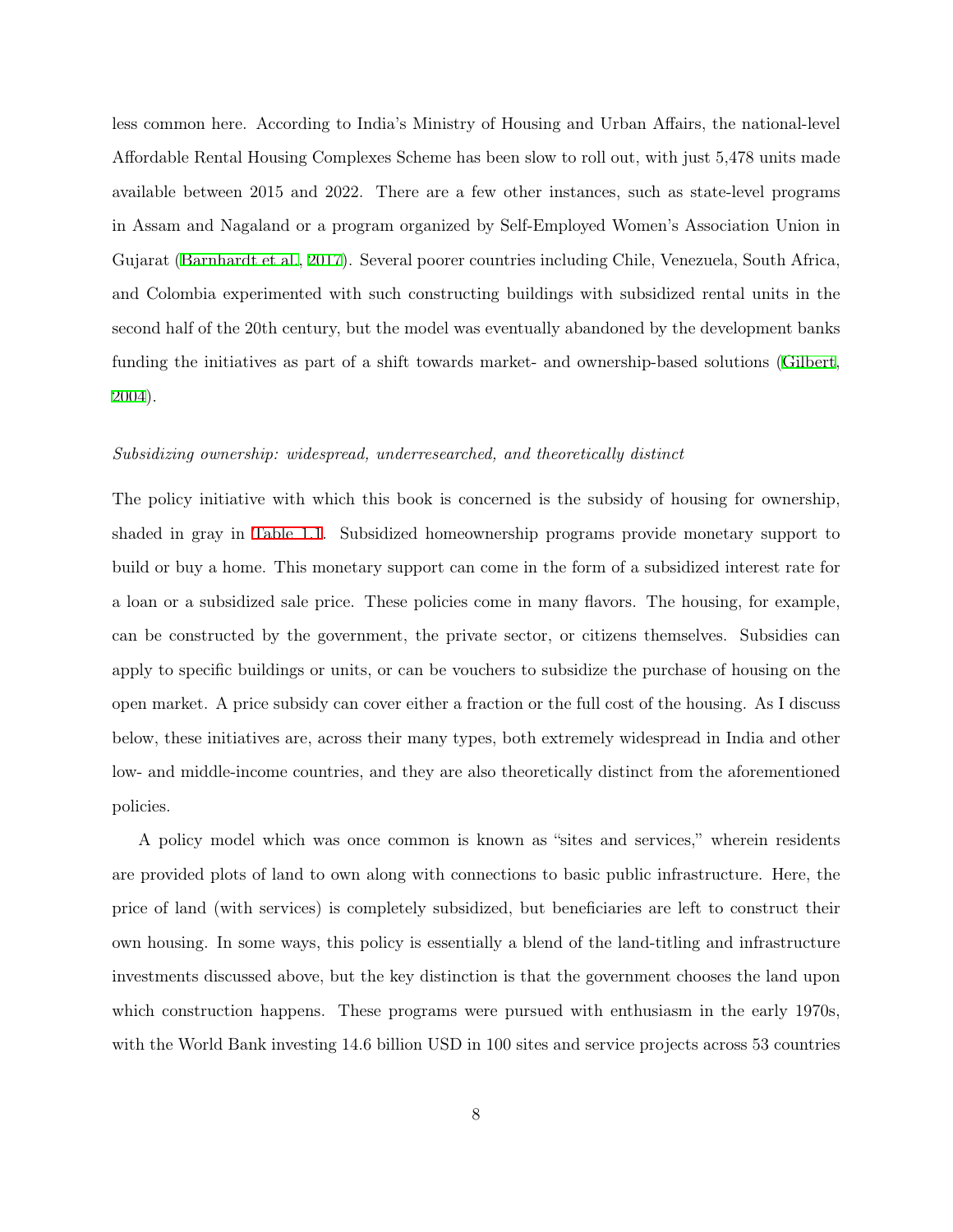less common here. According to India's Ministry of Housing and Urban Affairs, the national-level Affordable Rental Housing Complexes Scheme has been slow to roll out, with just 5,478 units made available between 2015 and 2022. There are a few other instances, such as state-level programs in Assam and Nagaland or a program organized by Self-Employed Women's Association Union in Gujarat (Barnhardt et al., 2017). Several poorer countries including Chile, Venezuela, South Africa, and Colombia experimented with such constructing buildings with subsidized rental units in the second half of the 20th century, but the model was eventually abandoned by the development banks funding the initiatives as part of a shift towards market- and ownership-based solutions (Gilbert, 2004).

*Subsidizing ownership: widespread, underresearched, and theoretically distinct*

The policy initiative with which this book is concerned is the subsidy of housing for ownership, shaded in gray in Table 1.1. Subsidized homeownership programs provide monetary support to build or buy a home. This monetary support can come in the form of a subsidized interest rate for a loan or a subsidized sale price. These policies come in many flavors. The housing, for example, can be constructed by the government, the private sector, or citizens themselves. Subsidies can apply to specific buildings or units, or can be vouchers to subsidize the purchase of housing on the open market. A price subsidy can cover either a fraction or the full cost of the housing. As I discuss below, these initiatives are, across their many types, both extremely widespread in India and other low- and middle-income countries, and they are also theoretically distinct from the aforementioned policies.

A policy model which was once common is known as "sites and services," wherein residents are provided plots of land to own along with connections to basic public infrastructure. Here, the price of land (with services) is completely subsidized, but beneficiaries are left to construct their own housing. In some ways, this policy is essentially a blend of the land-titling and infrastructure investments discussed above, but the key distinction is that the government chooses the land upon which construction happens. These programs were pursued with enthusiasm in the early 1970s, with the World Bank investing 14.6 billion USD in 100 sites and service projects across 53 countries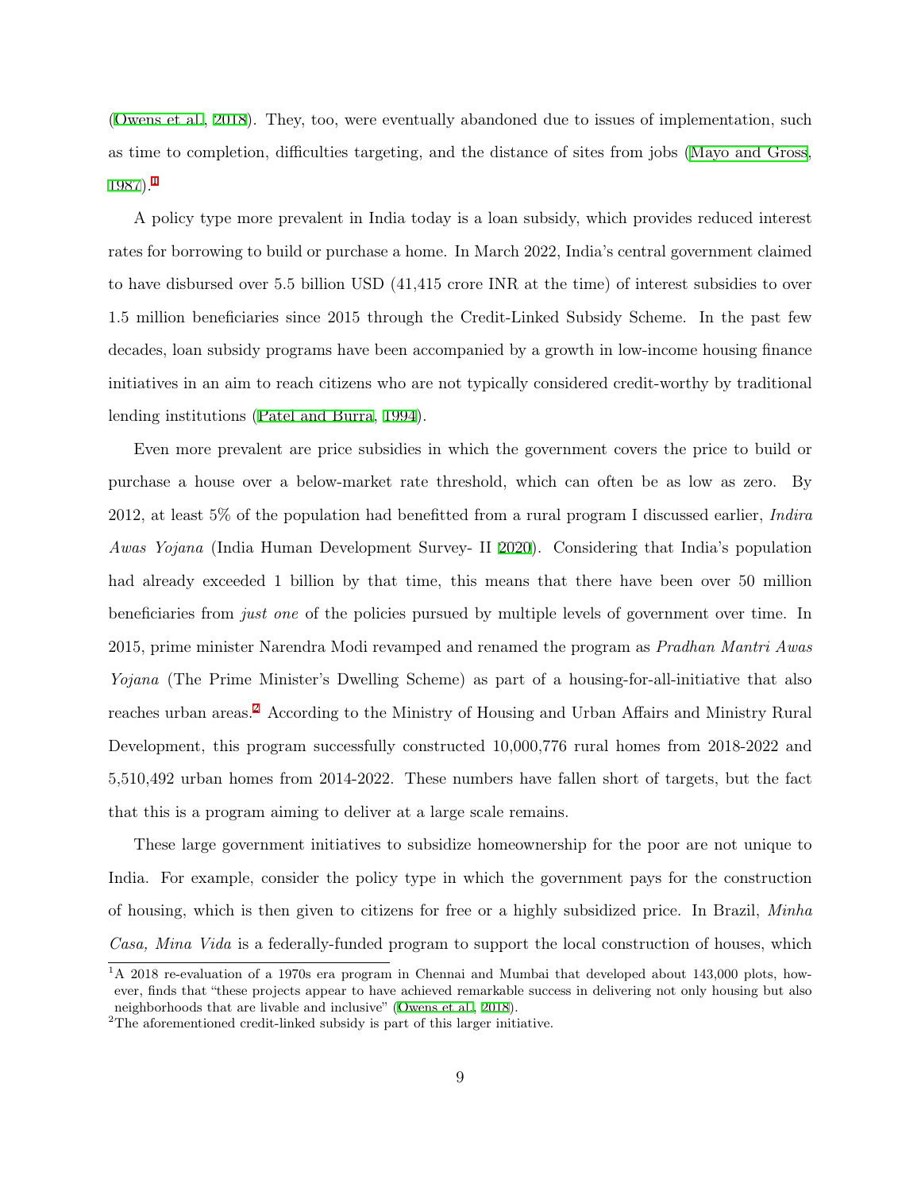(Owens et al., 2018). They, too, were eventually abandoned due to issues of implementation, such as time to completion, difficulties targeting, and the distance of sites from jobs (Mayo and Gross, 1987).[1]

A policy type more prevalent in India today is a loan subsidy, which provides reduced interest rates for borrowing to build or purchase a home. In March 2022, India's central government claimed to have disbursed over 5.5 billion USD (41,415 crore INR at the time) of interest subsidies to over 1.5 million beneficiaries since 2015 through the Credit-Linked Subsidy Scheme. In the past few decades, loan subsidy programs have been accompanied by a growth in low-income housing finance initiatives in an aim to reach citizens who are not typically considered credit-worthy by traditional lending institutions (Patel and Burra, 1994).

Even more prevalent are price subsidies in which the government covers the price to build or purchase a house over a below-market rate threshold, which can often be as low as zero. By 2012, at least 5% of the population had benefitted from a rural program I discussed earlier, *Indira Awas Yojana* (India Human Development Survey- II 2020). Considering that India's population had already exceeded 1 billion by that time, this means that there have been over 50 million beneficiaries from *just one* of the policies pursued by multiple levels of government over time. In 2015, prime minister Narendra Modi revamped and renamed the program as *Pradhan Mantri Awas Yojana* (The Prime Minister's Dwelling Scheme) as part of a housing-for-all-initiative that also reaches urban areas.[2] According to the Ministry of Housing and Urban Affairs and Ministry Rural Development, this program successfully constructed 10,000,776 rural homes from 2018-2022 and 5,510,492 urban homes from 2014-2022. These numbers have fallen short of targets, but the fact that this is a program aiming to deliver at a large scale remains.

These large government initiatives to subsidize homeownership for the poor are not unique to India. For example, consider the policy type in which the government pays for the construction of housing, which is then given to citizens for free or a highly subsidized price. In Brazil, *Minha Casa, Mina Vida* is a federally-funded program to support the local construction of houses, which

[1] A 2018 re-evaluation of a 1970s era program in Chennai and Mumbai that developed about 143,000 plots, however, finds that "these projects appear to have achieved remarkable success in delivering not only housing but also neighborhoods that are livable and inclusive" (Owens et al., 2018).

[2] The aforementioned credit-linked subsidy is part of this larger initiative.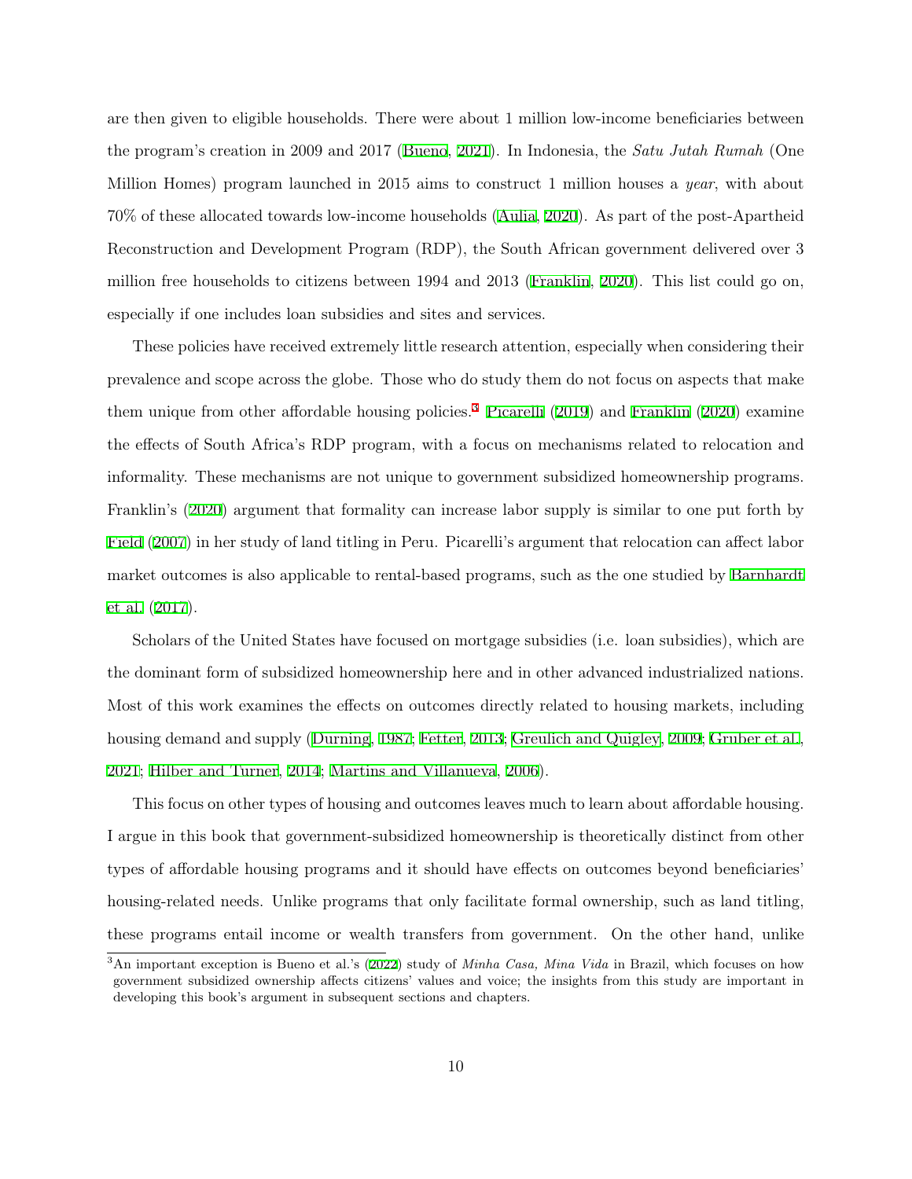are then given to eligible households. There were about 1 million low-income beneficiaries between the program's creation in 2009 and 2017 (Bueno, 2021). In Indonesia, the *Satu Jutah Rumah* (One Million Homes) program launched in 2015 aims to construct 1 million houses a *year*, with about 70% of these allocated towards low-income households (Aulia, 2020). As part of the post-Apartheid Reconstruction and Development Program (RDP), the South African government delivered over 3 million free households to citizens between 1994 and 2013 (Franklin, 2020). This list could go on, especially if one includes loan subsidies and sites and services.

These policies have received extremely little research attention, especially when considering their prevalence and scope across the globe. Those who do study them do not focus on aspects that make them unique from other affordable housing policies.[3] Picarelli (2019) and Franklin (2020) examine the effects of South Africa's RDP program, with a focus on mechanisms related to relocation and informality. These mechanisms are not unique to government subsidized homeownership programs. Franklin's (2020) argument that formality can increase labor supply is similar to one put forth by Field (2007) in her study of land titling in Peru. Picarelli's argument that relocation can affect labor market outcomes is also applicable to rental-based programs, such as the one studied by Barnhardt et al. (2017).

Scholars of the United States have focused on mortgage subsidies (i.e. loan subsidies), which are the dominant form of subsidized homeownership here and in other advanced industrialized nations. Most of this work examines the effects on outcomes directly related to housing markets, including housing demand and supply (Durning, 1987; Fetter, 2013; Greulich and Quigley, 2009; Gruber et al., 2021; Hilber and Turner, 2014; Martins and Villanueva, 2006).

This focus on other types of housing and outcomes leaves much to learn about affordable housing. I argue in this book that government-subsidized homeownership is theoretically distinct from other types of affordable housing programs and it should have effects on outcomes beyond beneficiaries' housing-related needs. Unlike programs that only facilitate formal ownership, such as land titling, these programs entail income or wealth transfers from government. On the other hand, unlike

[3] An important exception is Bueno et al.'s (2022) study of *Minha Casa, Mina Vida* in Brazil, which focuses on how government subsidized ownership affects citizens' values and voice; the insights from this study are important in developing this book's argument in subsequent sections and chapters.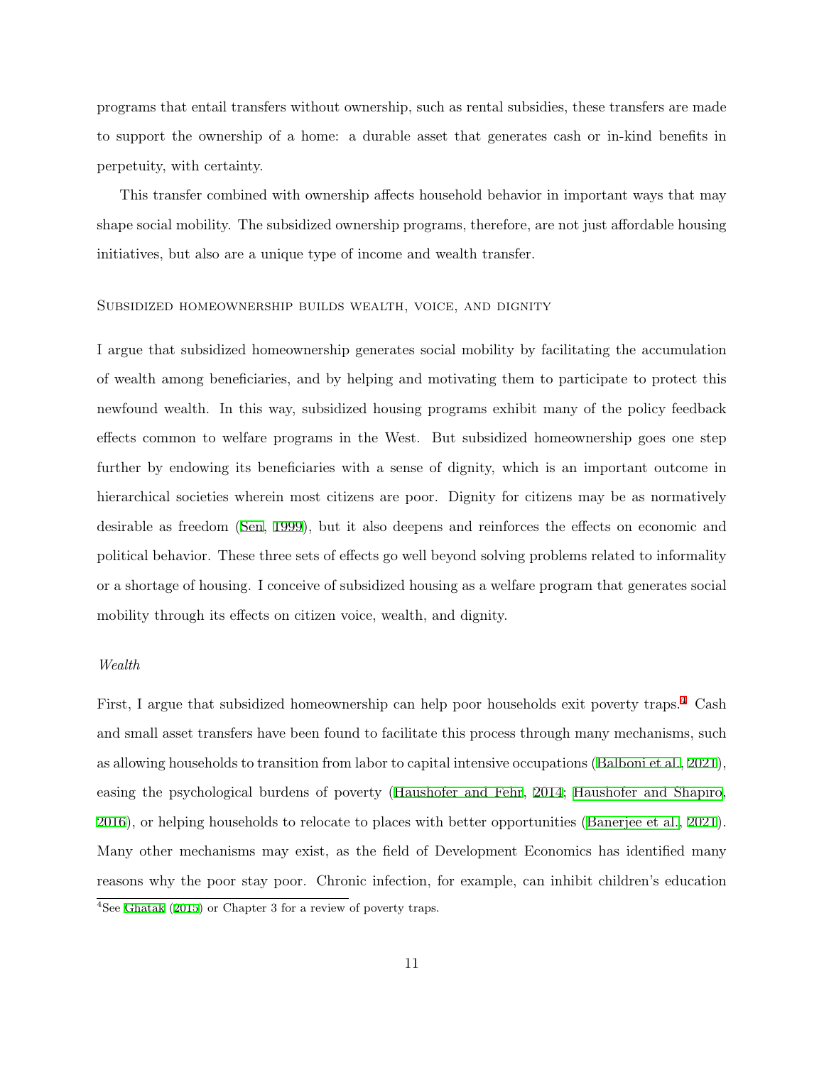programs that entail transfers without ownership, such as rental subsidies, these transfers are made to support the ownership of a home: a durable asset that generates cash or in-kind benefits in perpetuity, with certainty.

This transfer combined with ownership affects household behavior in important ways that may shape social mobility. The subsidized ownership programs, therefore, are not just affordable housing initiatives, but also are a unique type of income and wealth transfer.

### Subsidized homeownership builds wealth, voice, and dignity

I argue that subsidized homeownership generates social mobility by facilitating the accumulation of wealth among beneficiaries, and by helping and motivating them to participate to protect this newfound wealth. In this way, subsidized housing programs exhibit many of the policy feedback effects common to welfare programs in the West. But subsidized homeownership goes one step further by endowing its beneficiaries with a sense of dignity, which is an important outcome in hierarchical societies wherein most citizens are poor. Dignity for citizens may be as normatively desirable as freedom (Sen, 1999), but it also deepens and reinforces the effects on economic and political behavior. These three sets of effects go well beyond solving problems related to informality or a shortage of housing. I conceive of subsidized housing as a welfare program that generates social mobility through its effects on citizen voice, wealth, and dignity.

#### *Wealth*

First, I argue that subsidized homeownership can help poor households exit poverty traps.[4] Cash and small asset transfers have been found to facilitate this process through many mechanisms, such as allowing households to transition from labor to capital intensive occupations (Balboni et al., 2021), easing the psychological burdens of poverty (Haushofer and Fehr, 2014; Haushofer and Shapiro, 2016), or helping households to relocate to places with better opportunities (Banerjee et al., 2021). Many other mechanisms may exist, as the field of Development Economics has identified many reasons why the poor stay poor. Chronic infection, for example, can inhibit children's education

[4] See Ghatak (2015) or Chapter 3 for a review of poverty traps.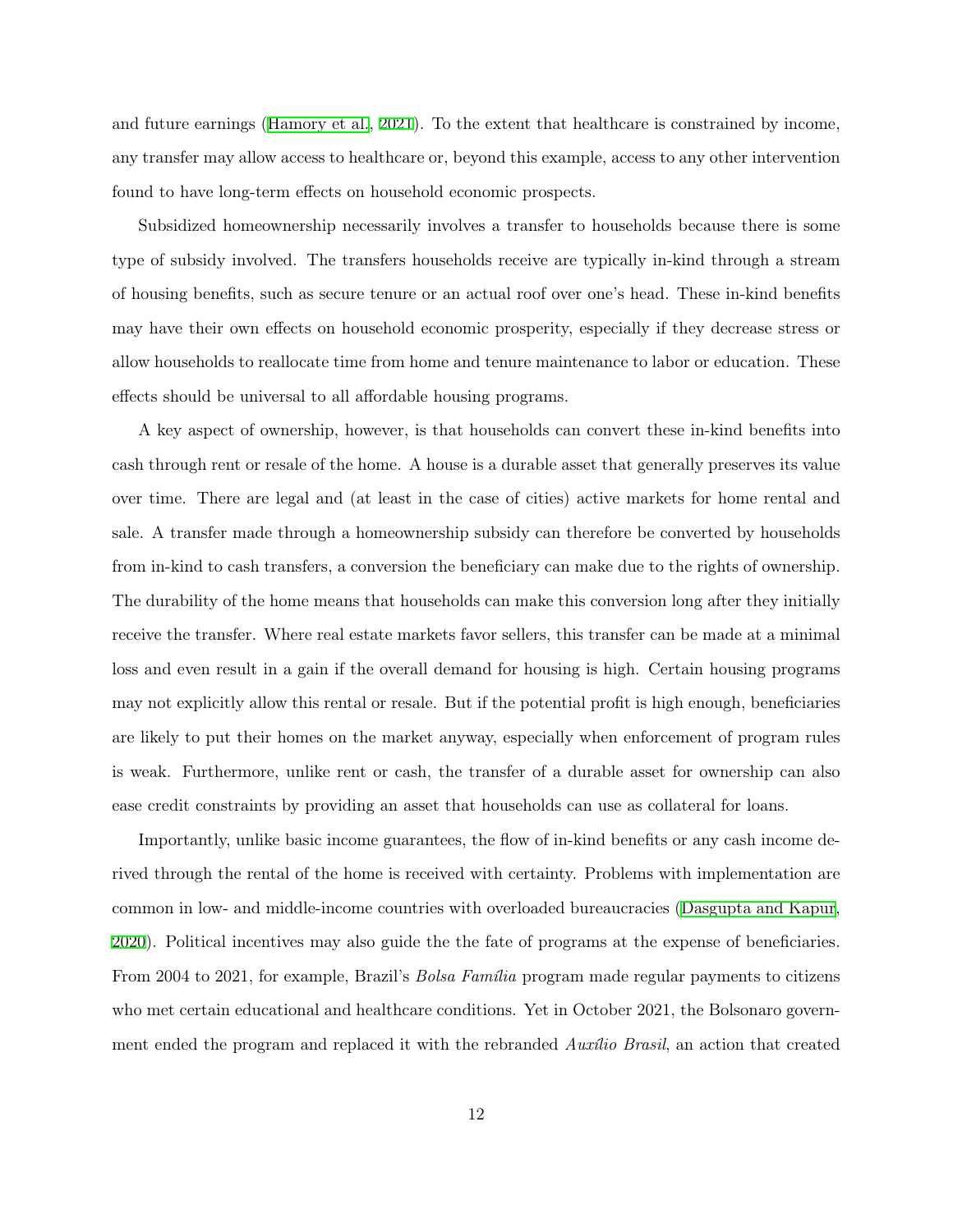and future earnings (Hamory et al., 2021). To the extent that healthcare is constrained by income, any transfer may allow access to healthcare or, beyond this example, access to any other intervention found to have long-term effects on household economic prospects.

Subsidized homeownership necessarily involves a transfer to households because there is some type of subsidy involved. The transfers households receive are typically in-kind through a stream of housing benefits, such as secure tenure or an actual roof over one's head. These in-kind benefits may have their own effects on household economic prosperity, especially if they decrease stress or allow households to reallocate time from home and tenure maintenance to labor or education. These effects should be universal to all affordable housing programs.

A key aspect of ownership, however, is that households can convert these in-kind benefits into cash through rent or resale of the home. A house is a durable asset that generally preserves its value over time. There are legal and (at least in the case of cities) active markets for home rental and sale. A transfer made through a homeownership subsidy can therefore be converted by households from in-kind to cash transfers, a conversion the beneficiary can make due to the rights of ownership. The durability of the home means that households can make this conversion long after they initially receive the transfer. Where real estate markets favor sellers, this transfer can be made at a minimal loss and even result in a gain if the overall demand for housing is high. Certain housing programs may not explicitly allow this rental or resale. But if the potential profit is high enough, beneficiaries are likely to put their homes on the market anyway, especially when enforcement of program rules is weak. Furthermore, unlike rent or cash, the transfer of a durable asset for ownership can also ease credit constraints by providing an asset that households can use as collateral for loans.

Importantly, unlike basic income guarantees, the flow of in-kind benefits or any cash income derived through the rental of the home is received with certainty. Problems with implementation are common in low- and middle-income countries with overloaded bureaucracies (Dasgupta and Kapur, 2020). Political incentives may also guide the the fate of programs at the expense of beneficiaries. From 2004 to 2021, for example, Brazil's *Bolsa Família* program made regular payments to citizens who met certain educational and healthcare conditions. Yet in October 2021, the Bolsonaro government ended the program and replaced it with the rebranded *Auxílio Brasil*, an action that created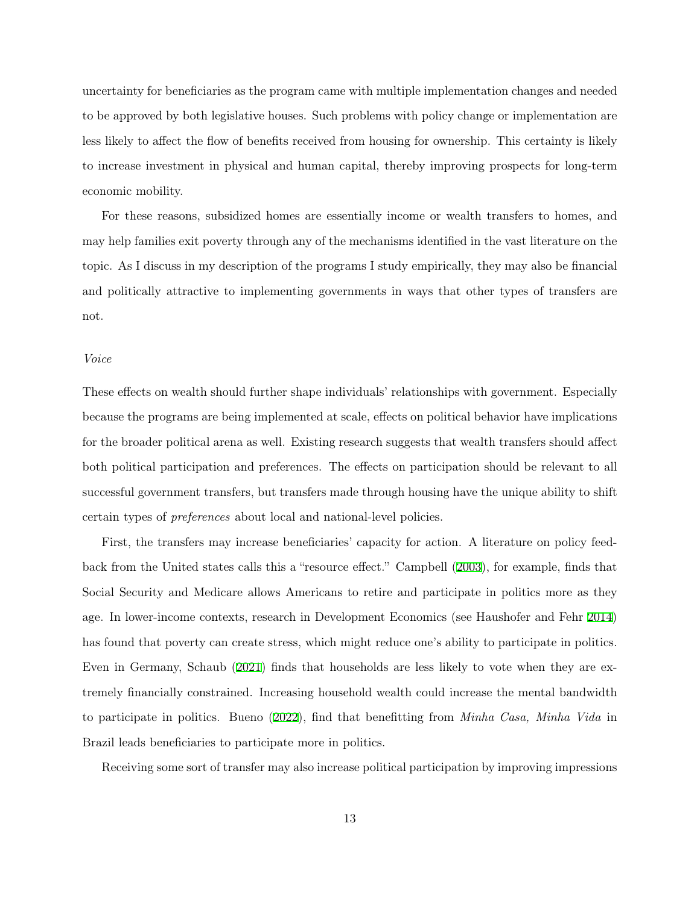uncertainty for beneficiaries as the program came with multiple implementation changes and needed to be approved by both legislative houses. Such problems with policy change or implementation are less likely to affect the flow of benefits received from housing for ownership. This certainty is likely to increase investment in physical and human capital, thereby improving prospects for long-term economic mobility.

For these reasons, subsidized homes are essentially income or wealth transfers to homes, and may help families exit poverty through any of the mechanisms identified in the vast literature on the topic. As I discuss in my description of the programs I study empirically, they may also be financial and politically attractive to implementing governments in ways that other types of transfers are not.

*Voice*

These effects on wealth should further shape individuals' relationships with government. Especially because the programs are being implemented at scale, effects on political behavior have implications for the broader political arena as well. Existing research suggests that wealth transfers should affect both political participation and preferences. The effects on participation should be relevant to all successful government transfers, but transfers made through housing have the unique ability to shift certain types of *preferences* about local and national-level policies.

First, the transfers may increase beneficiaries' capacity for action. A literature on policy feedback from the United states calls this a "resource effect." Campbell (2003), for example, finds that Social Security and Medicare allows Americans to retire and participate in politics more as they age. In lower-income contexts, research in Development Economics (see Haushofer and Fehr 2014) has found that poverty can create stress, which might reduce one's ability to participate in politics. Even in Germany, Schaub (2021) finds that households are less likely to vote when they are extremely financially constrained. Increasing household wealth could increase the mental bandwidth to participate in politics. Bueno (2022), find that benefitting from *Minha Casa, Minha Vida* in Brazil leads beneficiaries to participate more in politics.

Receiving some sort of transfer may also increase political participation by improving impressions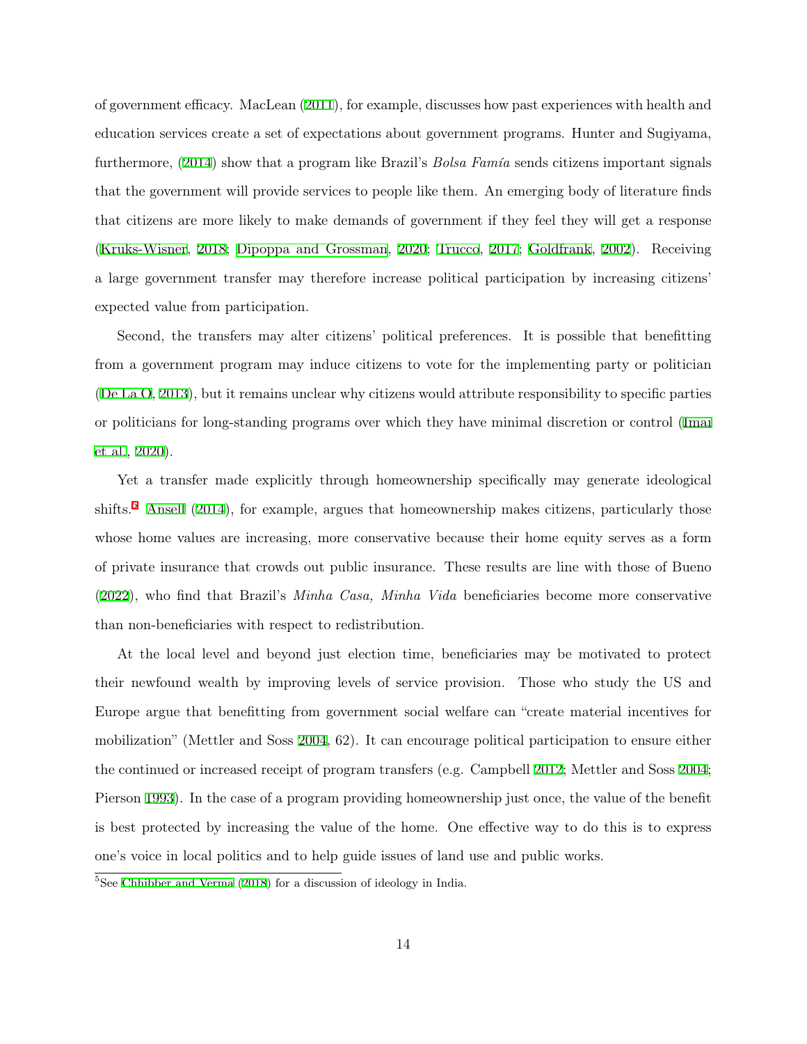of government efficacy. MacLean (2011), for example, discusses how past experiences with health and education services create a set of expectations about government programs. Hunter and Sugiyama, furthermore, (2014) show that a program like Brazil's *Bolsa Famía* sends citizens important signals that the government will provide services to people like them. An emerging body of literature finds that citizens are more likely to make demands of government if they feel they will get a response (Kruks-Wisner, 2018; Dipoppa and Grossman, 2020; Trucco, 2017; Goldfrank, 2002). Receiving a large government transfer may therefore increase political participation by increasing citizens' expected value from participation.

Second, the transfers may alter citizens' political preferences. It is possible that benefitting from a government program may induce citizens to vote for the implementing party or politician (De La O, 2013), but it remains unclear why citizens would attribute responsibility to specific parties or politicians for long-standing programs over which they have minimal discretion or control (Imai et al., 2020).

Yet a transfer made explicitly through homeownership specifically may generate ideological shifts.[5] Ansell (2014), for example, argues that homeownership makes citizens, particularly those whose home values are increasing, more conservative because their home equity serves as a form of private insurance that crowds out public insurance. These results are line with those of Bueno (2022), who find that Brazil's *Minha Casa, Minha Vida* beneficiaries become more conservative than non-beneficiaries with respect to redistribution.

At the local level and beyond just election time, beneficiaries may be motivated to protect their newfound wealth by improving levels of service provision. Those who study the US and Europe argue that benefitting from government social welfare can "create material incentives for mobilization" (Mettler and Soss 2004, 62). It can encourage political participation to ensure either the continued or increased receipt of program transfers (e.g. Campbell 2012; Mettler and Soss 2004; Pierson 1993). In the case of a program providing homeownership just once, the value of the benefit is best protected by increasing the value of the home. One effective way to do this is to express one's voice in local politics and to help guide issues of land use and public works.

[5]See Chhibber and Verma (2018) for a discussion of ideology in India.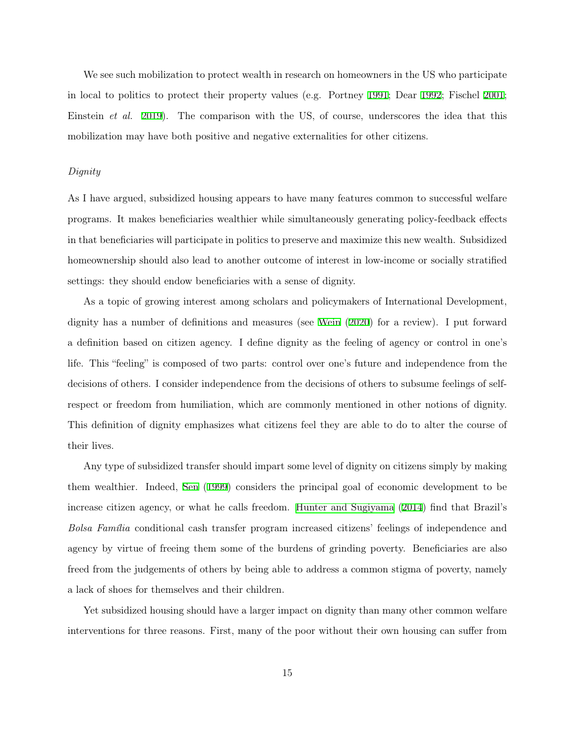We see such mobilization to protect wealth in research on homeowners in the US who participate in local to politics to protect their property values (e.g. Portney 1991; Dear 1992; Fischel 2001; Einstein *et al.* 2019). The comparison with the US, of course, underscores the idea that this mobilization may have both positive and negative externalities for other citizens.

*Dignity*

As I have argued, subsidized housing appears to have many features common to successful welfare programs. It makes beneficiaries wealthier while simultaneously generating policy-feedback effects in that beneficiaries will participate in politics to preserve and maximize this new wealth. Subsidized homeownership should also lead to another outcome of interest in low-income or socially stratified settings: they should endow beneficiaries with a sense of dignity.

As a topic of growing interest among scholars and policymakers of International Development, dignity has a number of definitions and measures (see Wein (2020) for a review). I put forward a definition based on citizen agency. I define dignity as the feeling of agency or control in one's life. This "feeling" is composed of two parts: control over one's future and independence from the decisions of others. I consider independence from the decisions of others to subsume feelings of self-respect or freedom from humiliation, which are commonly mentioned in other notions of dignity. This definition of dignity emphasizes what citizens feel they are able to do to alter the course of their lives.

Any type of subsidized transfer should impart some level of dignity on citizens simply by making them wealthier. Indeed, Sen (1999) considers the principal goal of economic development to be increase citizen agency, or what he calls freedom. Hunter and Sugiyama (2014) find that Brazil's *Bolsa Família* conditional cash transfer program increased citizens' feelings of independence and agency by virtue of freeing them some of the burdens of grinding poverty. Beneficiaries are also freed from the judgements of others by being able to address a common stigma of poverty, namely a lack of shoes for themselves and their children.

Yet subsidized housing should have a larger impact on dignity than many other common welfare interventions for three reasons. First, many of the poor without their own housing can suffer from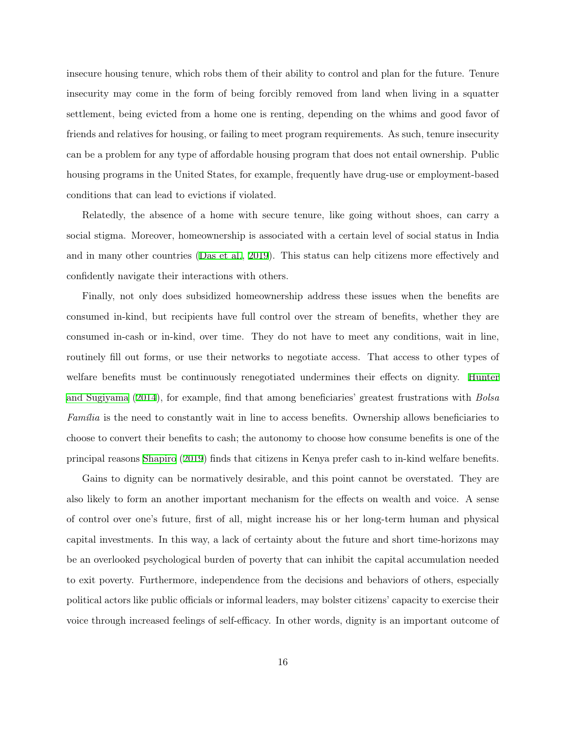insecure housing tenure, which robs them of their ability to control and plan for the future. Tenure insecurity may come in the form of being forcibly removed from land when living in a squatter settlement, being evicted from a home one is renting, depending on the whims and good favor of friends and relatives for housing, or failing to meet program requirements. As such, tenure insecurity can be a problem for any type of affordable housing program that does not entail ownership. Public housing programs in the United States, for example, frequently have drug-use or employment-based conditions that can lead to evictions if violated.

Relatedly, the absence of a home with secure tenure, like going without shoes, can carry a social stigma. Moreover, homeownership is associated with a certain level of social status in India and in many other countries (Das et al., 2019). This status can help citizens more effectively and confidently navigate their interactions with others.

Finally, not only does subsidized homeownership address these issues when the benefits are consumed in-kind, but recipients have full control over the stream of benefits, whether they are consumed in-cash or in-kind, over time. They do not have to meet any conditions, wait in line, routinely fill out forms, or use their networks to negotiate access. That access to other types of welfare benefits must be continuously renegotiated undermines their effects on dignity. Hunter and Sugiyama (2014), for example, find that among beneficiaries' greatest frustrations with *Bolsa Família* is the need to constantly wait in line to access benefits. Ownership allows beneficiaries to choose to convert their benefits to cash; the autonomy to choose how consume benefits is one of the principal reasons Shapiro (2019) finds that citizens in Kenya prefer cash to in-kind welfare benefits.

Gains to dignity can be normatively desirable, and this point cannot be overstated. They are also likely to form an another important mechanism for the effects on wealth and voice. A sense of control over one's future, first of all, might increase his or her long-term human and physical capital investments. In this way, a lack of certainty about the future and short time-horizons may be an overlooked psychological burden of poverty that can inhibit the capital accumulation needed to exit poverty. Furthermore, independence from the decisions and behaviors of others, especially political actors like public officials or informal leaders, may bolster citizens' capacity to exercise their voice through increased feelings of self-efficacy. In other words, dignity is an important outcome of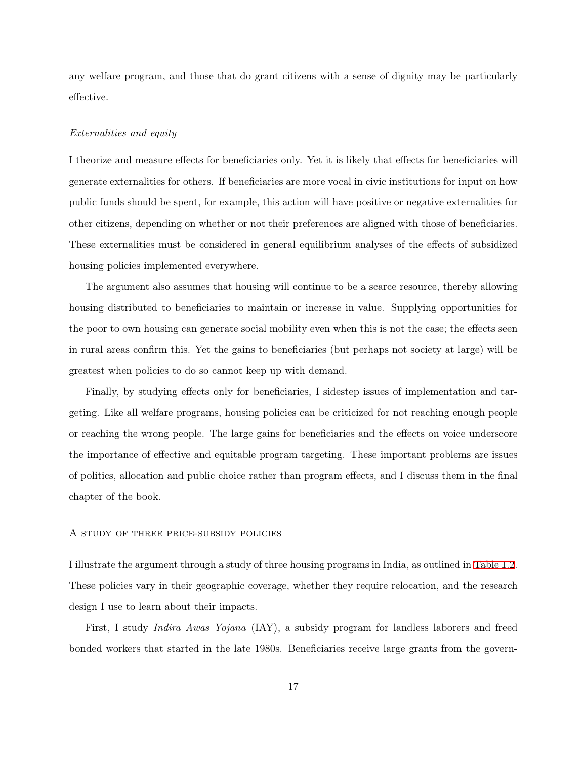any welfare program, and those that do grant citizens with a sense of dignity may be particularly effective.

*Externalities and equity*

I theorize and measure effects for beneficiaries only. Yet it is likely that effects for beneficiaries will generate externalities for others. If beneficiaries are more vocal in civic institutions for input on how public funds should be spent, for example, this action will have positive or negative externalities for other citizens, depending on whether or not their preferences are aligned with those of beneficiaries. These externalities must be considered in general equilibrium analyses of the effects of subsidized housing policies implemented everywhere.

The argument also assumes that housing will continue to be a scarce resource, thereby allowing housing distributed to beneficiaries to maintain or increase in value. Supplying opportunities for the poor to own housing can generate social mobility even when this is not the case; the effects seen in rural areas confirm this. Yet the gains to beneficiaries (but perhaps not society at large) will be greatest when policies to do so cannot keep up with demand.

Finally, by studying effects only for beneficiaries, I sidestep issues of implementation and targeting. Like all welfare programs, housing policies can be criticized for not reaching enough people or reaching the wrong people. The large gains for beneficiaries and the effects on voice underscore the importance of effective and equitable program targeting. These important problems are issues of politics, allocation and public choice rather than program effects, and I discuss them in the final chapter of the book.

## A study of three price-subsidy policies

I illustrate the argument through a study of three housing programs in India, as outlined in Table 1.2. These policies vary in their geographic coverage, whether they require relocation, and the research design I use to learn about their impacts.

First, I study *Indira Awas Yojana* (IAY), a subsidy program for landless laborers and freed bonded workers that started in the late 1980s. Beneficiaries receive large grants from the govern-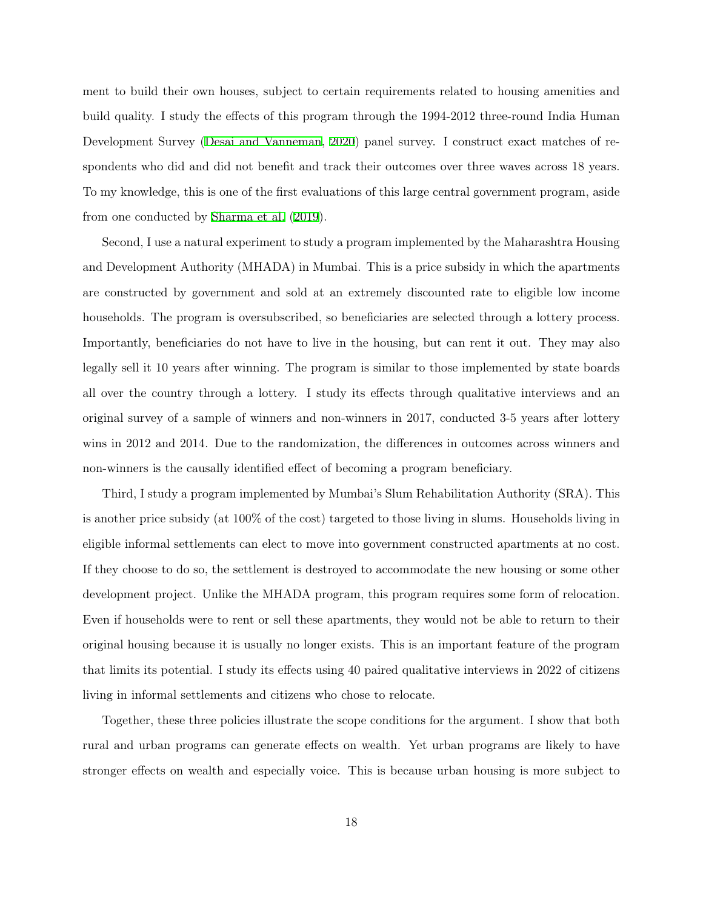ment to build their own houses, subject to certain requirements related to housing amenities and build quality. I study the effects of this program through the 1994-2012 three-round India Human Development Survey (Desai and Vanneman, 2020) panel survey. I construct exact matches of respondents who did and did not benefit and track their outcomes over three waves across 18 years. To my knowledge, this is one of the first evaluations of this large central government program, aside from one conducted by Sharma et al. (2019).

Second, I use a natural experiment to study a program implemented by the Maharashtra Housing and Development Authority (MHADA) in Mumbai. This is a price subsidy in which the apartments are constructed by government and sold at an extremely discounted rate to eligible low income households. The program is oversubscribed, so beneficiaries are selected through a lottery process. Importantly, beneficiaries do not have to live in the housing, but can rent it out. They may also legally sell it 10 years after winning. The program is similar to those implemented by state boards all over the country through a lottery. I study its effects through qualitative interviews and an original survey of a sample of winners and non-winners in 2017, conducted 3-5 years after lottery wins in 2012 and 2014. Due to the randomization, the differences in outcomes across winners and non-winners is the causally identified effect of becoming a program beneficiary.

Third, I study a program implemented by Mumbai's Slum Rehabilitation Authority (SRA). This is another price subsidy (at 100% of the cost) targeted to those living in slums. Households living in eligible informal settlements can elect to move into government constructed apartments at no cost. If they choose to do so, the settlement is destroyed to accommodate the new housing or some other development project. Unlike the MHADA program, this program requires some form of relocation. Even if households were to rent or sell these apartments, they would not be able to return to their original housing because it is usually no longer exists. This is an important feature of the program that limits its potential. I study its effects using 40 paired qualitative interviews in 2022 of citizens living in informal settlements and citizens who chose to relocate.

Together, these three policies illustrate the scope conditions for the argument. I show that both rural and urban programs can generate effects on wealth. Yet urban programs are likely to have stronger effects on wealth and especially voice. This is because urban housing is more subject to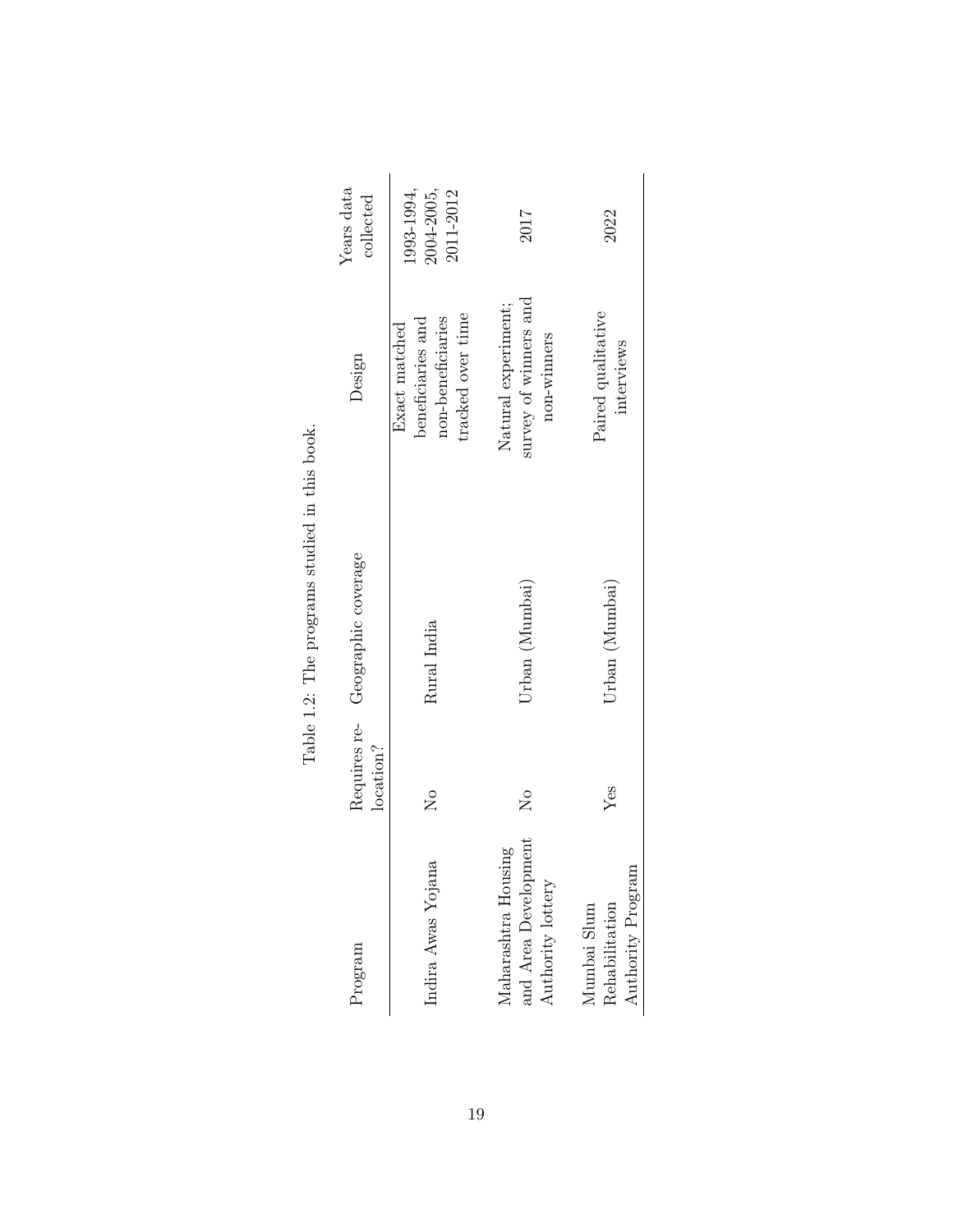Table 1.2: The programs studied in this book.

| Program | Requires relocation? | Geographic coverage | Design | Years data collected |
|---|---|---|---|---|
| Indira Awas Yojana | No | Rural India | Exact matched beneficiaries and non-beneficiaries tracked over time | 1993-1994, 2004-2005, 2011-2012 |
| Maharashtra Housing and Area Development Authority lottery | No | Urban (Mumbai) | Natural experiment; survey of winners and non-winners | 2017 |
| Mumbai Slum Rehabilitation Authority Program | Yes | Urban (Mumbai) | Paired qualitative interviews | 2022 |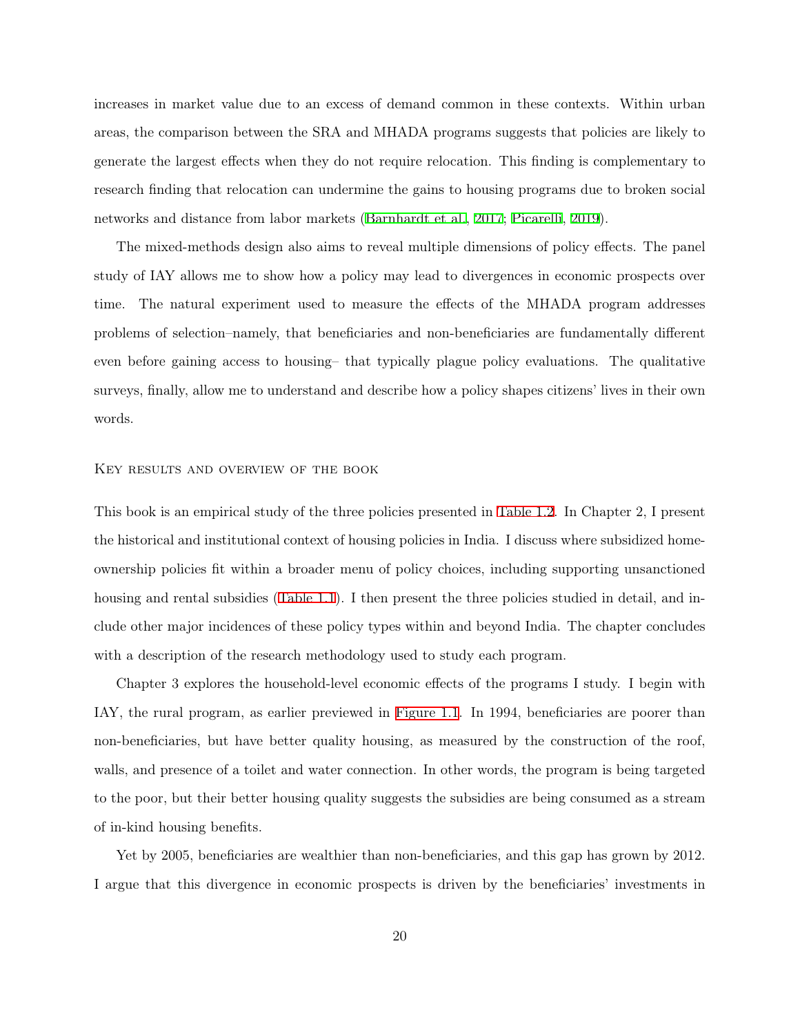increases in market value due to an excess of demand common in these contexts. Within urban areas, the comparison between the SRA and MHADA programs suggests that policies are likely to generate the largest effects when they do not require relocation. This finding is complementary to research finding that relocation can undermine the gains to housing programs due to broken social networks and distance from labor markets (Barnhardt et al., 2017; Picarelli, 2019).

The mixed-methods design also aims to reveal multiple dimensions of policy effects. The panel study of IAY allows me to show how a policy may lead to divergences in economic prospects over time. The natural experiment used to measure the effects of the MHADA program addresses problems of selection–namely, that beneficiaries and non-beneficiaries are fundamentally different even before gaining access to housing– that typically plague policy evaluations. The qualitative surveys, finally, allow me to understand and describe how a policy shapes citizens' lives in their own words.

### Key results and overview of the book

This book is an empirical study of the three policies presented in Table 1.2. In Chapter 2, I present the historical and institutional context of housing policies in India. I discuss where subsidized home-ownership policies fit within a broader menu of policy choices, including supporting unsanctioned housing and rental subsidies (Table 1.1). I then present the three policies studied in detail, and include other major incidences of these policy types within and beyond India. The chapter concludes with a description of the research methodology used to study each program.

Chapter 3 explores the household-level economic effects of the programs I study. I begin with IAY, the rural program, as earlier previewed in Figure 1.1. In 1994, beneficiaries are poorer than non-beneficiaries, but have better quality housing, as measured by the construction of the roof, walls, and presence of a toilet and water connection. In other words, the program is being targeted to the poor, but their better housing quality suggests the subsidies are being consumed as a stream of in-kind housing benefits.

Yet by 2005, beneficiaries are wealthier than non-beneficiaries, and this gap has grown by 2012. I argue that this divergence in economic prospects is driven by the beneficiaries' investments in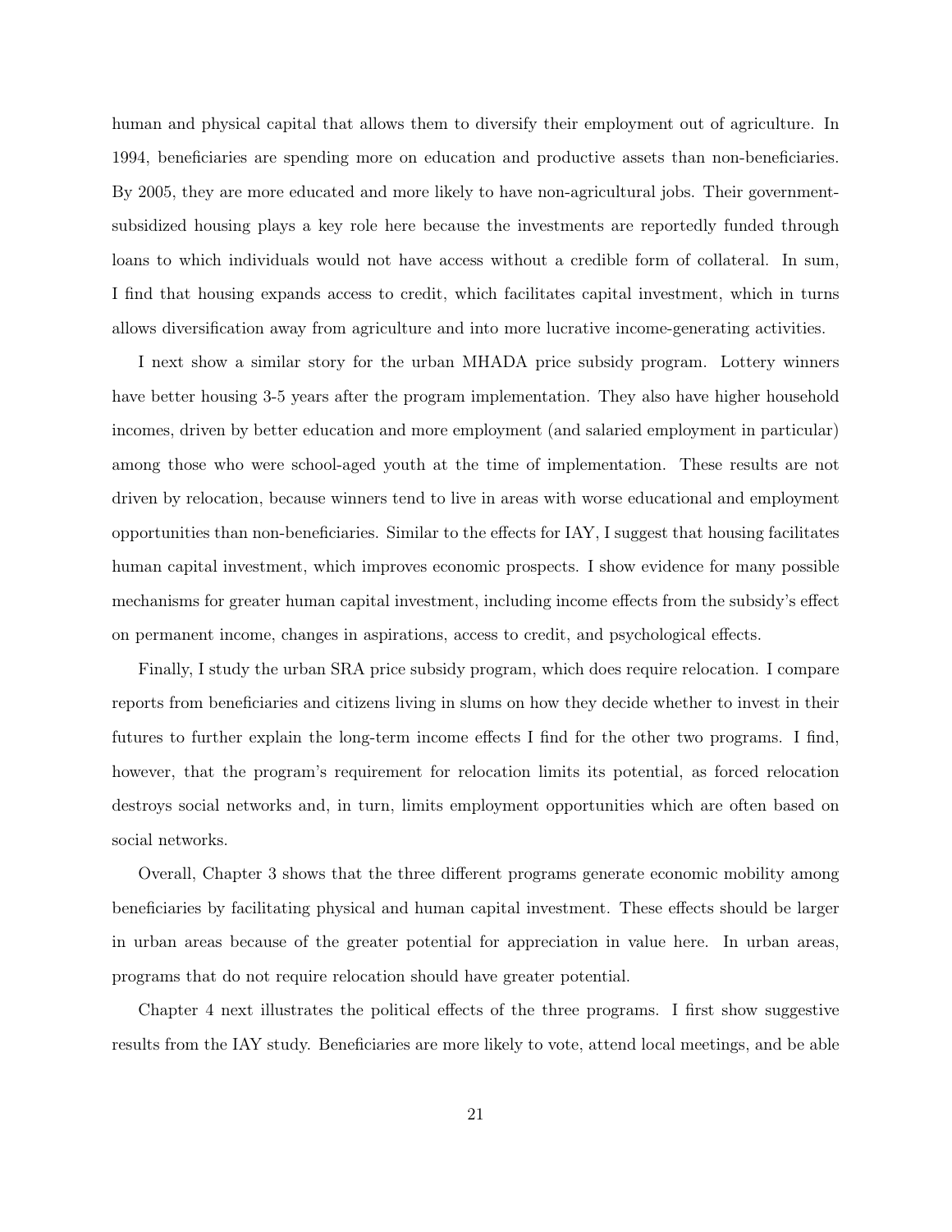human and physical capital that allows them to diversify their employment out of agriculture. In 1994, beneficiaries are spending more on education and productive assets than non-beneficiaries. By 2005, they are more educated and more likely to have non-agricultural jobs. Their government-subsidized housing plays a key role here because the investments are reportedly funded through loans to which individuals would not have access without a credible form of collateral. In sum, I find that housing expands access to credit, which facilitates capital investment, which in turns allows diversification away from agriculture and into more lucrative income-generating activities.

I next show a similar story for the urban MHADA price subsidy program. Lottery winners have better housing 3-5 years after the program implementation. They also have higher household incomes, driven by better education and more employment (and salaried employment in particular) among those who were school-aged youth at the time of implementation. These results are not driven by relocation, because winners tend to live in areas with worse educational and employment opportunities than non-beneficiaries. Similar to the effects for IAY, I suggest that housing facilitates human capital investment, which improves economic prospects. I show evidence for many possible mechanisms for greater human capital investment, including income effects from the subsidy's effect on permanent income, changes in aspirations, access to credit, and psychological effects.

Finally, I study the urban SRA price subsidy program, which does require relocation. I compare reports from beneficiaries and citizens living in slums on how they decide whether to invest in their futures to further explain the long-term income effects I find for the other two programs. I find, however, that the program's requirement for relocation limits its potential, as forced relocation destroys social networks and, in turn, limits employment opportunities which are often based on social networks.

Overall, Chapter 3 shows that the three different programs generate economic mobility among beneficiaries by facilitating physical and human capital investment. These effects should be larger in urban areas because of the greater potential for appreciation in value here. In urban areas, programs that do not require relocation should have greater potential.

Chapter 4 next illustrates the political effects of the three programs. I first show suggestive results from the IAY study. Beneficiaries are more likely to vote, attend local meetings, and be able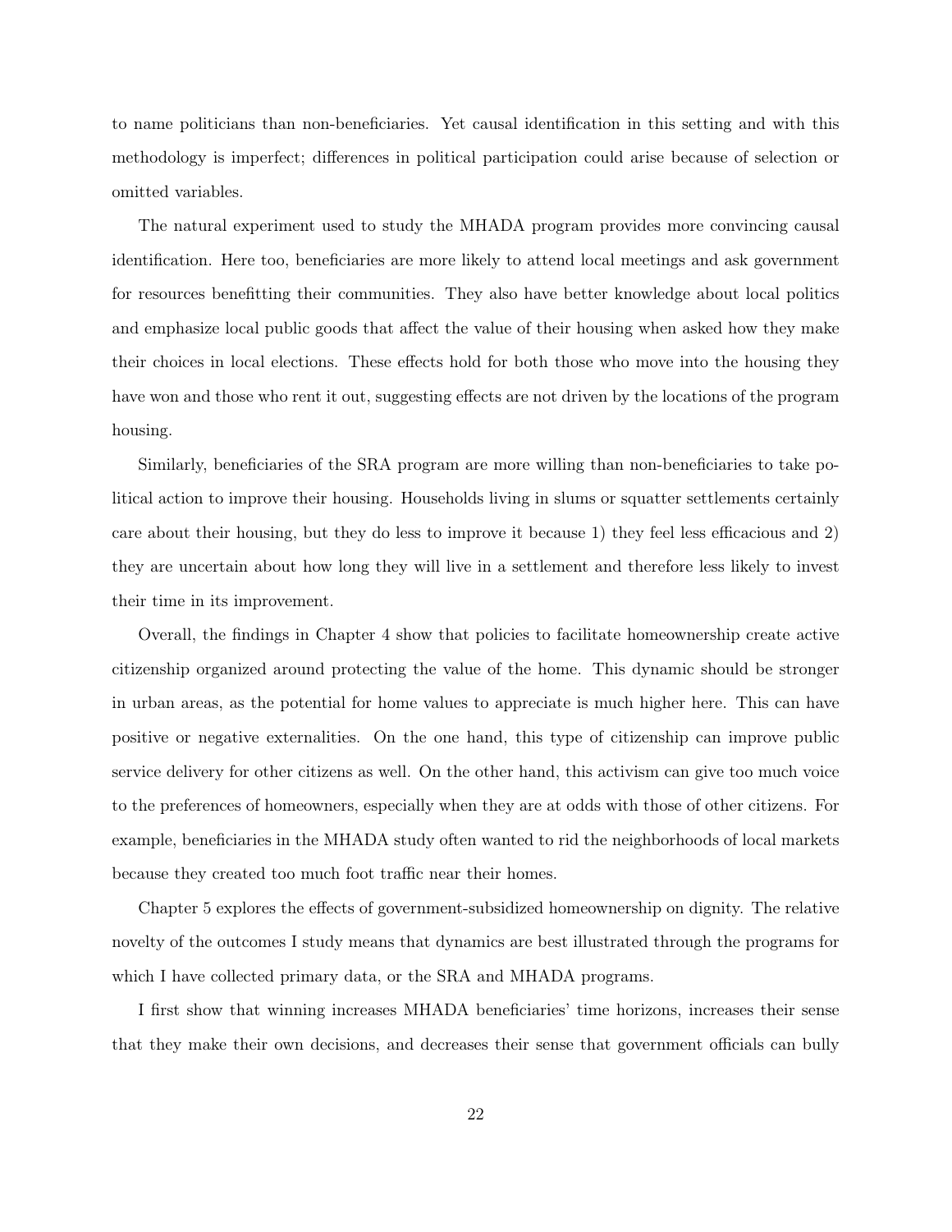to name politicians than non-beneficiaries. Yet causal identification in this setting and with this methodology is imperfect; differences in political participation could arise because of selection or omitted variables.

The natural experiment used to study the MHADA program provides more convincing causal identification. Here too, beneficiaries are more likely to attend local meetings and ask government for resources benefitting their communities. They also have better knowledge about local politics and emphasize local public goods that affect the value of their housing when asked how they make their choices in local elections. These effects hold for both those who move into the housing they have won and those who rent it out, suggesting effects are not driven by the locations of the program housing.

Similarly, beneficiaries of the SRA program are more willing than non-beneficiaries to take political action to improve their housing. Households living in slums or squatter settlements certainly care about their housing, but they do less to improve it because 1) they feel less efficacious and 2) they are uncertain about how long they will live in a settlement and therefore less likely to invest their time in its improvement.

Overall, the findings in Chapter 4 show that policies to facilitate homeownership create active citizenship organized around protecting the value of the home. This dynamic should be stronger in urban areas, as the potential for home values to appreciate is much higher here. This can have positive or negative externalities. On the one hand, this type of citizenship can improve public service delivery for other citizens as well. On the other hand, this activism can give too much voice to the preferences of homeowners, especially when they are at odds with those of other citizens. For example, beneficiaries in the MHADA study often wanted to rid the neighborhoods of local markets because they created too much foot traffic near their homes.

Chapter 5 explores the effects of government-subsidized homeownership on dignity. The relative novelty of the outcomes I study means that dynamics are best illustrated through the programs for which I have collected primary data, or the SRA and MHADA programs.

I first show that winning increases MHADA beneficiaries' time horizons, increases their sense that they make their own decisions, and decreases their sense that government officials can bully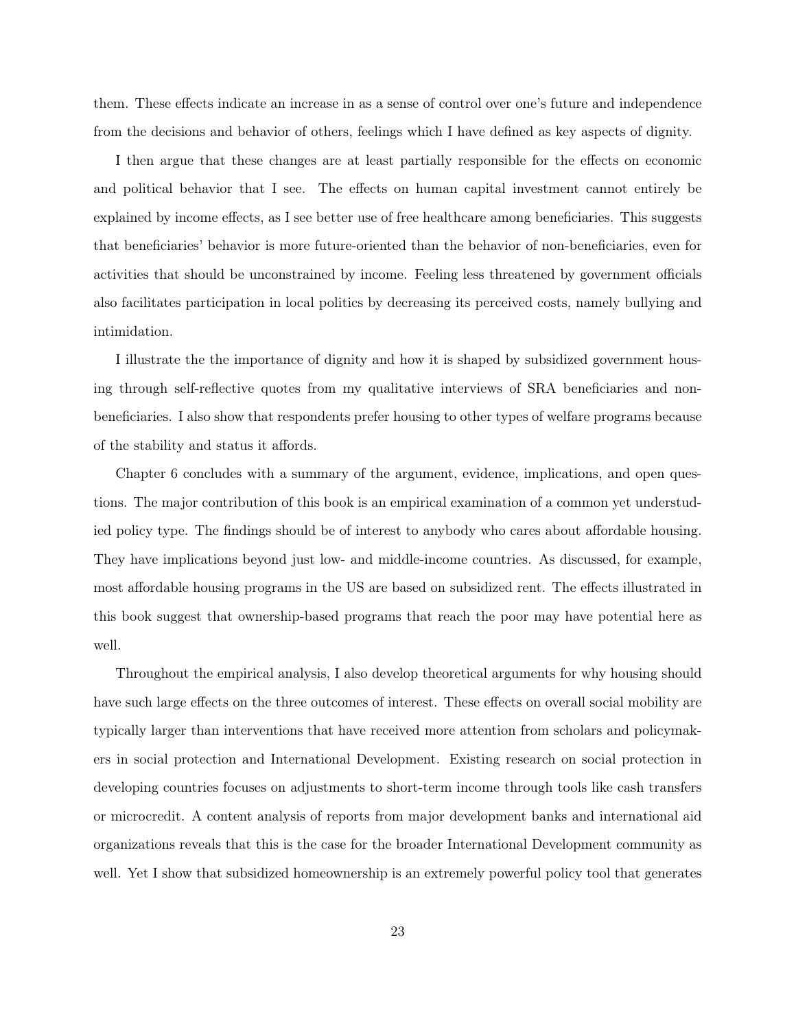them. These effects indicate an increase in as a sense of control over one's future and independence from the decisions and behavior of others, feelings which I have defined as key aspects of dignity.

I then argue that these changes are at least partially responsible for the effects on economic and political behavior that I see. The effects on human capital investment cannot entirely be explained by income effects, as I see better use of free healthcare among beneficiaries. This suggests that beneficiaries' behavior is more future-oriented than the behavior of non-beneficiaries, even for activities that should be unconstrained by income. Feeling less threatened by government officials also facilitates participation in local politics by decreasing its perceived costs, namely bullying and intimidation.

I illustrate the the importance of dignity and how it is shaped by subsidized government housing through self-reflective quotes from my qualitative interviews of SRA beneficiaries and non-beneficiaries. I also show that respondents prefer housing to other types of welfare programs because of the stability and status it affords.

Chapter 6 concludes with a summary of the argument, evidence, implications, and open questions. The major contribution of this book is an empirical examination of a common yet understudied policy type. The findings should be of interest to anybody who cares about affordable housing. They have implications beyond just low- and middle-income countries. As discussed, for example, most affordable housing programs in the US are based on subsidized rent. The effects illustrated in this book suggest that ownership-based programs that reach the poor may have potential here as well.

Throughout the empirical analysis, I also develop theoretical arguments for why housing should have such large effects on the three outcomes of interest. These effects on overall social mobility are typically larger than interventions that have received more attention from scholars and policymakers in social protection and International Development. Existing research on social protection in developing countries focuses on adjustments to short-term income through tools like cash transfers or microcredit. A content analysis of reports from major development banks and international aid organizations reveals that this is the case for the broader International Development community as well. Yet I show that subsidized homeownership is an extremely powerful policy tool that generates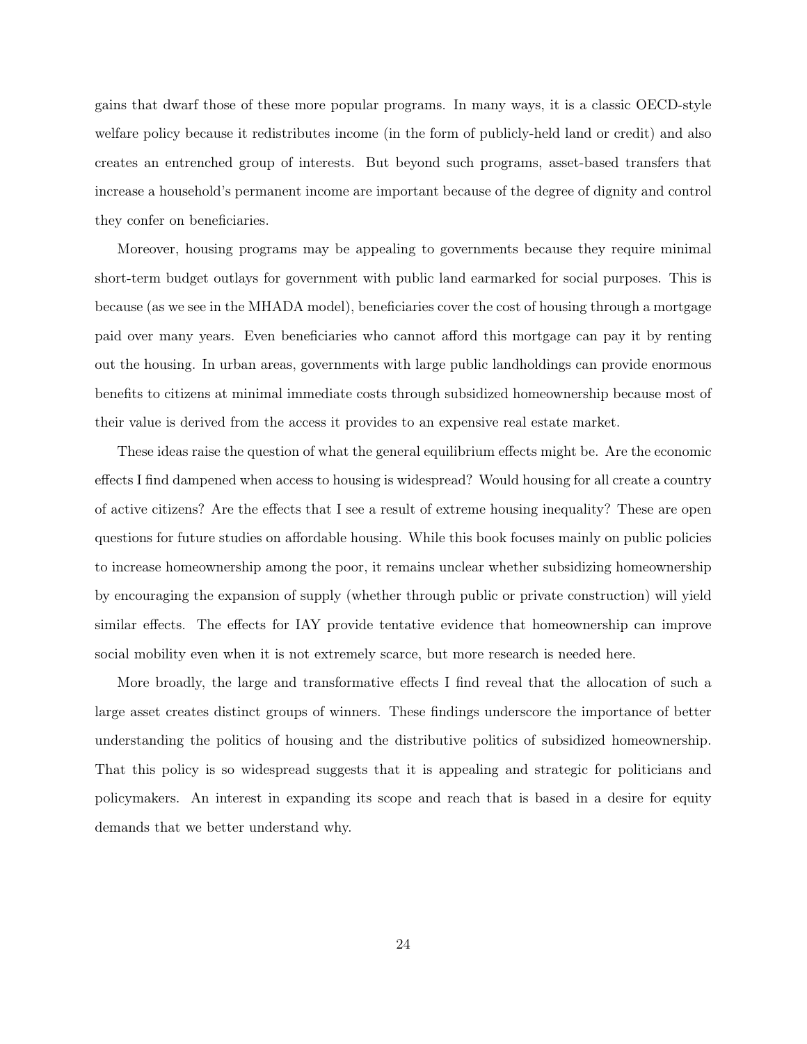gains that dwarf those of these more popular programs. In many ways, it is a classic OECD-style welfare policy because it redistributes income (in the form of publicly-held land or credit) and also creates an entrenched group of interests. But beyond such programs, asset-based transfers that increase a household's permanent income are important because of the degree of dignity and control they confer on beneficiaries.

Moreover, housing programs may be appealing to governments because they require minimal short-term budget outlays for government with public land earmarked for social purposes. This is because (as we see in the MHADA model), beneficiaries cover the cost of housing through a mortgage paid over many years. Even beneficiaries who cannot afford this mortgage can pay it by renting out the housing. In urban areas, governments with large public landholdings can provide enormous benefits to citizens at minimal immediate costs through subsidized homeownership because most of their value is derived from the access it provides to an expensive real estate market.

These ideas raise the question of what the general equilibrium effects might be. Are the economic effects I find dampened when access to housing is widespread? Would housing for all create a country of active citizens? Are the effects that I see a result of extreme housing inequality? These are open questions for future studies on affordable housing. While this book focuses mainly on public policies to increase homeownership among the poor, it remains unclear whether subsidizing homeownership by encouraging the expansion of supply (whether through public or private construction) will yield similar effects. The effects for IAY provide tentative evidence that homeownership can improve social mobility even when it is not extremely scarce, but more research is needed here.

More broadly, the large and transformative effects I find reveal that the allocation of such a large asset creates distinct groups of winners. These findings underscore the importance of better understanding the politics of housing and the distributive politics of subsidized homeownership. That this policy is so widespread suggests that it is appealing and strategic for politicians and policymakers. An interest in expanding its scope and reach that is based in a desire for equity demands that we better understand why.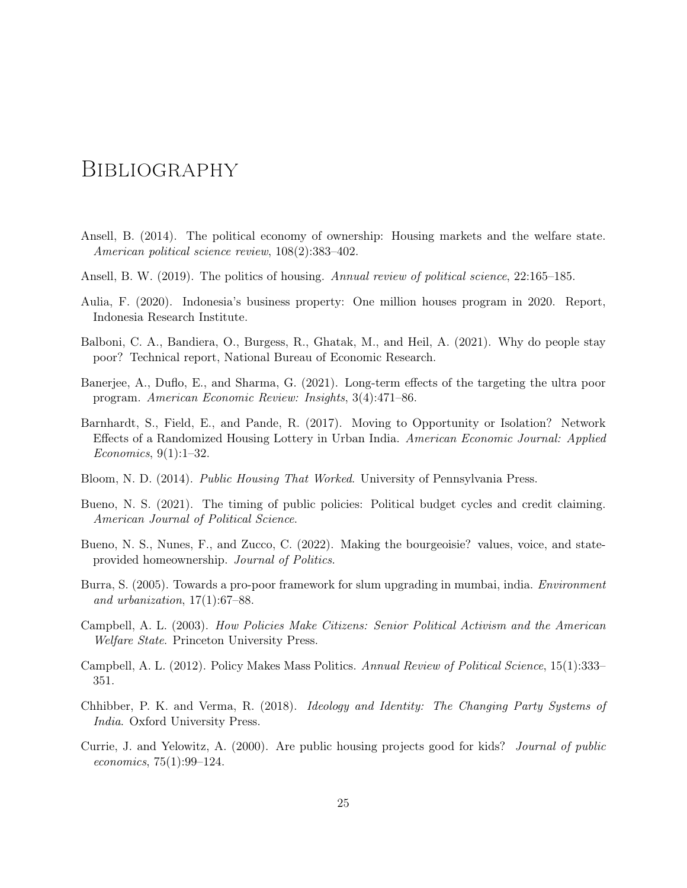# Bibliography

Ansell, B. (2014). The political economy of ownership: Housing markets and the welfare state. *American political science review*, 108(2):383–402.

Ansell, B. W. (2019). The politics of housing. *Annual review of political science*, 22:165–185.

Aulia, F. (2020). Indonesia's business property: One million houses program in 2020. Report, Indonesia Research Institute.

Balboni, C. A., Bandiera, O., Burgess, R., Ghatak, M., and Heil, A. (2021). Why do people stay poor? Technical report, National Bureau of Economic Research.

Banerjee, A., Duflo, E., and Sharma, G. (2021). Long-term effects of the targeting the ultra poor program. *American Economic Review: Insights*, 3(4):471–86.

Barnhardt, S., Field, E., and Pande, R. (2017). Moving to Opportunity or Isolation? Network Effects of a Randomized Housing Lottery in Urban India. *American Economic Journal: Applied Economics*, 9(1):1–32.

Bloom, N. D. (2014). *Public Housing That Worked*. University of Pennsylvania Press.

Bueno, N. S. (2021). The timing of public policies: Political budget cycles and credit claiming. *American Journal of Political Science*.

Bueno, N. S., Nunes, F., and Zucco, C. (2022). Making the bourgeoisie? values, voice, and state-provided homeownership. *Journal of Politics*.

Burra, S. (2005). Towards a pro-poor framework for slum upgrading in mumbai, india. *Environment and urbanization*, 17(1):67–88.

Campbell, A. L. (2003). *How Policies Make Citizens: Senior Political Activism and the American Welfare State*. Princeton University Press.

Campbell, A. L. (2012). Policy Makes Mass Politics. *Annual Review of Political Science*, 15(1):333–351.

Chhibber, P. K. and Verma, R. (2018). *Ideology and Identity: The Changing Party Systems of India*. Oxford University Press.

Currie, J. and Yelowitz, A. (2000). Are public housing projects good for kids? *Journal of public economics*, 75(1):99–124.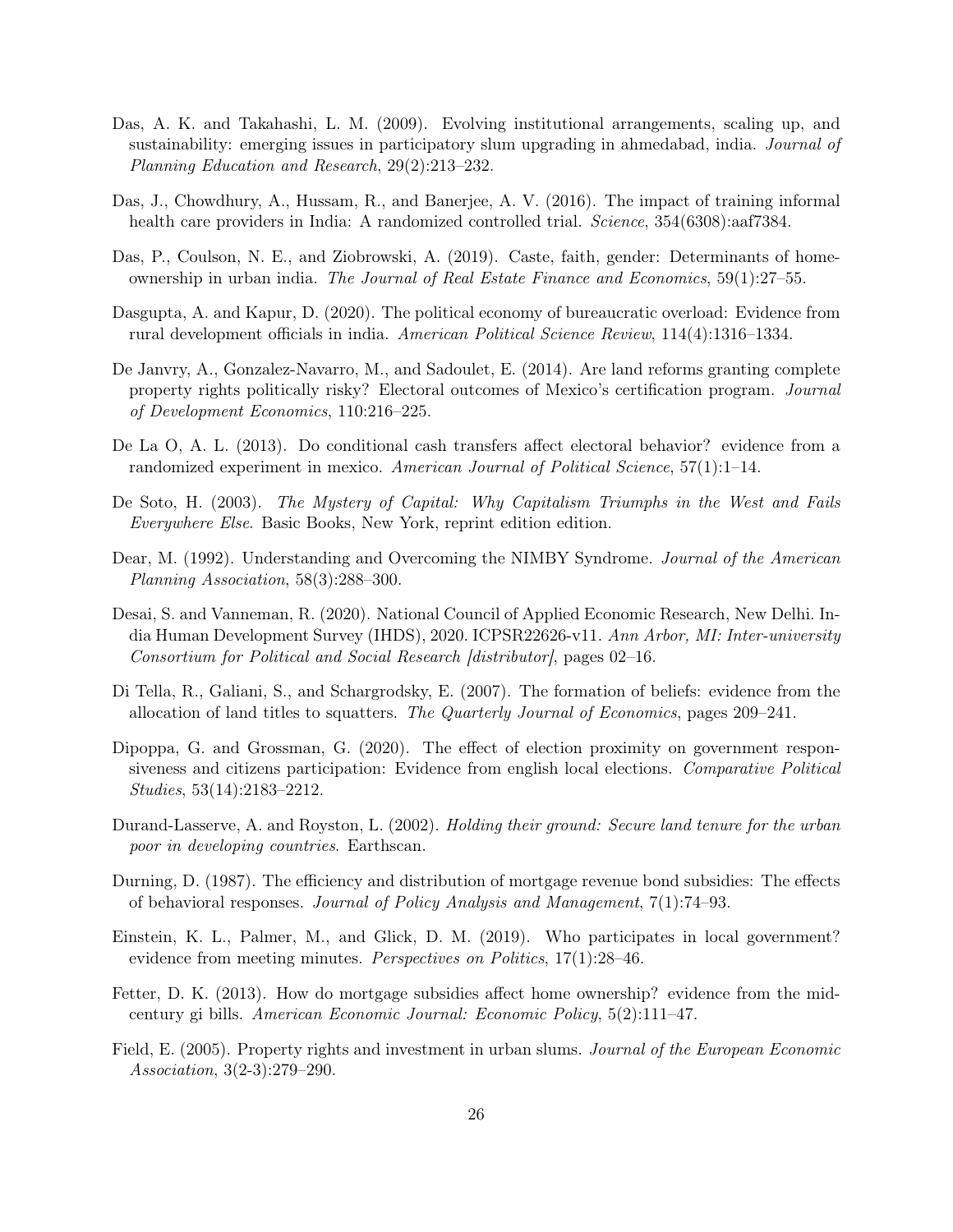Das, A. K. and Takahashi, L. M. (2009). Evolving institutional arrangements, scaling up, and sustainability: emerging issues in participatory slum upgrading in ahmedabad, india. *Journal of Planning Education and Research*, 29(2):213–232.

Das, J., Chowdhury, A., Hussam, R., and Banerjee, A. V. (2016). The impact of training informal health care providers in India: A randomized controlled trial. *Science*, 354(6308):aaf7384.

Das, P., Coulson, N. E., and Ziobrowski, A. (2019). Caste, faith, gender: Determinants of homeownership in urban india. *The Journal of Real Estate Finance and Economics*, 59(1):27–55.

Dasgupta, A. and Kapur, D. (2020). The political economy of bureaucratic overload: Evidence from rural development officials in india. *American Political Science Review*, 114(4):1316–1334.

De Janvry, A., Gonzalez-Navarro, M., and Sadoulet, E. (2014). Are land reforms granting complete property rights politically risky? Electoral outcomes of Mexico's certification program. *Journal of Development Economics*, 110:216–225.

De La O, A. L. (2013). Do conditional cash transfers affect electoral behavior? evidence from a randomized experiment in mexico. *American Journal of Political Science*, 57(1):1–14.

De Soto, H. (2003). *The Mystery of Capital: Why Capitalism Triumphs in the West and Fails Everywhere Else*. Basic Books, New York, reprint edition edition.

Dear, M. (1992). Understanding and Overcoming the NIMBY Syndrome. *Journal of the American Planning Association*, 58(3):288–300.

Desai, S. and Vanneman, R. (2020). National Council of Applied Economic Research, New Delhi. India Human Development Survey (IHDS), 2020. ICPSR22626-v11. *Ann Arbor, MI: Inter-university Consortium for Political and Social Research [distributor]*, pages 02–16.

Di Tella, R., Galiani, S., and Schargrodsky, E. (2007). The formation of beliefs: evidence from the allocation of land titles to squatters. *The Quarterly Journal of Economics*, pages 209–241.

Dipoppa, G. and Grossman, G. (2020). The effect of election proximity on government responsiveness and citizens participation: Evidence from english local elections. *Comparative Political Studies*, 53(14):2183–2212.

Durand-Lasserve, A. and Royston, L. (2002). *Holding their ground: Secure land tenure for the urban poor in developing countries*. Earthscan.

Durning, D. (1987). The efficiency and distribution of mortgage revenue bond subsidies: The effects of behavioral responses. *Journal of Policy Analysis and Management*, 7(1):74–93.

Einstein, K. L., Palmer, M., and Glick, D. M. (2019). Who participates in local government? evidence from meeting minutes. *Perspectives on Politics*, 17(1):28–46.

Fetter, D. K. (2013). How do mortgage subsidies affect home ownership? evidence from the mid-century gi bills. *American Economic Journal: Economic Policy*, 5(2):111–47.

Field, E. (2005). Property rights and investment in urban slums. *Journal of the European Economic Association*, 3(2-3):279–290.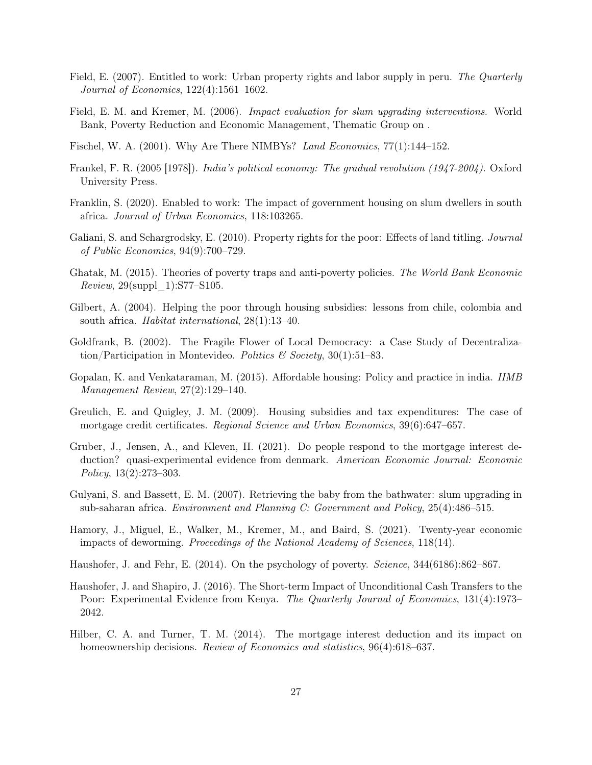Field, E. (2007). Entitled to work: Urban property rights and labor supply in peru. *The Quarterly Journal of Economics*, 122(4):1561–1602.

Field, E. M. and Kremer, M. (2006). *Impact evaluation for slum upgrading interventions*. World Bank, Poverty Reduction and Economic Management, Thematic Group on .

Fischel, W. A. (2001). Why Are There NIMBYs? *Land Economics*, 77(1):144–152.

Frankel, F. R. (2005 [1978]). *India's political economy: The gradual revolution (1947-2004)*. Oxford University Press.

Franklin, S. (2020). Enabled to work: The impact of government housing on slum dwellers in south africa. *Journal of Urban Economics*, 118:103265.

Galiani, S. and Schargrodsky, E. (2010). Property rights for the poor: Effects of land titling. *Journal of Public Economics*, 94(9):700–729.

Ghatak, M. (2015). Theories of poverty traps and anti-poverty policies. *The World Bank Economic Review*, 29(suppl_1):S77–S105.

Gilbert, A. (2004). Helping the poor through housing subsidies: lessons from chile, colombia and south africa. *Habitat international*, 28(1):13–40.

Goldfrank, B. (2002). The Fragile Flower of Local Democracy: a Case Study of Decentralization/Participation in Montevideo. *Politics & Society*, 30(1):51–83.

Gopalan, K. and Venkataraman, M. (2015). Affordable housing: Policy and practice in india. *IIMB Management Review*, 27(2):129–140.

Greulich, E. and Quigley, J. M. (2009). Housing subsidies and tax expenditures: The case of mortgage credit certificates. *Regional Science and Urban Economics*, 39(6):647–657.

Gruber, J., Jensen, A., and Kleven, H. (2021). Do people respond to the mortgage interest deduction? quasi-experimental evidence from denmark. *American Economic Journal: Economic Policy*, 13(2):273–303.

Gulyani, S. and Bassett, E. M. (2007). Retrieving the baby from the bathwater: slum upgrading in sub-saharan africa. *Environment and Planning C: Government and Policy*, 25(4):486–515.

Hamory, J., Miguel, E., Walker, M., Kremer, M., and Baird, S. (2021). Twenty-year economic impacts of deworming. *Proceedings of the National Academy of Sciences*, 118(14).

Haushofer, J. and Fehr, E. (2014). On the psychology of poverty. *Science*, 344(6186):862–867.

Haushofer, J. and Shapiro, J. (2016). The Short-term Impact of Unconditional Cash Transfers to the Poor: Experimental Evidence from Kenya. *The Quarterly Journal of Economics*, 131(4):1973–2042.

Hilber, C. A. and Turner, T. M. (2014). The mortgage interest deduction and its impact on homeownership decisions. *Review of Economics and statistics*, 96(4):618–637.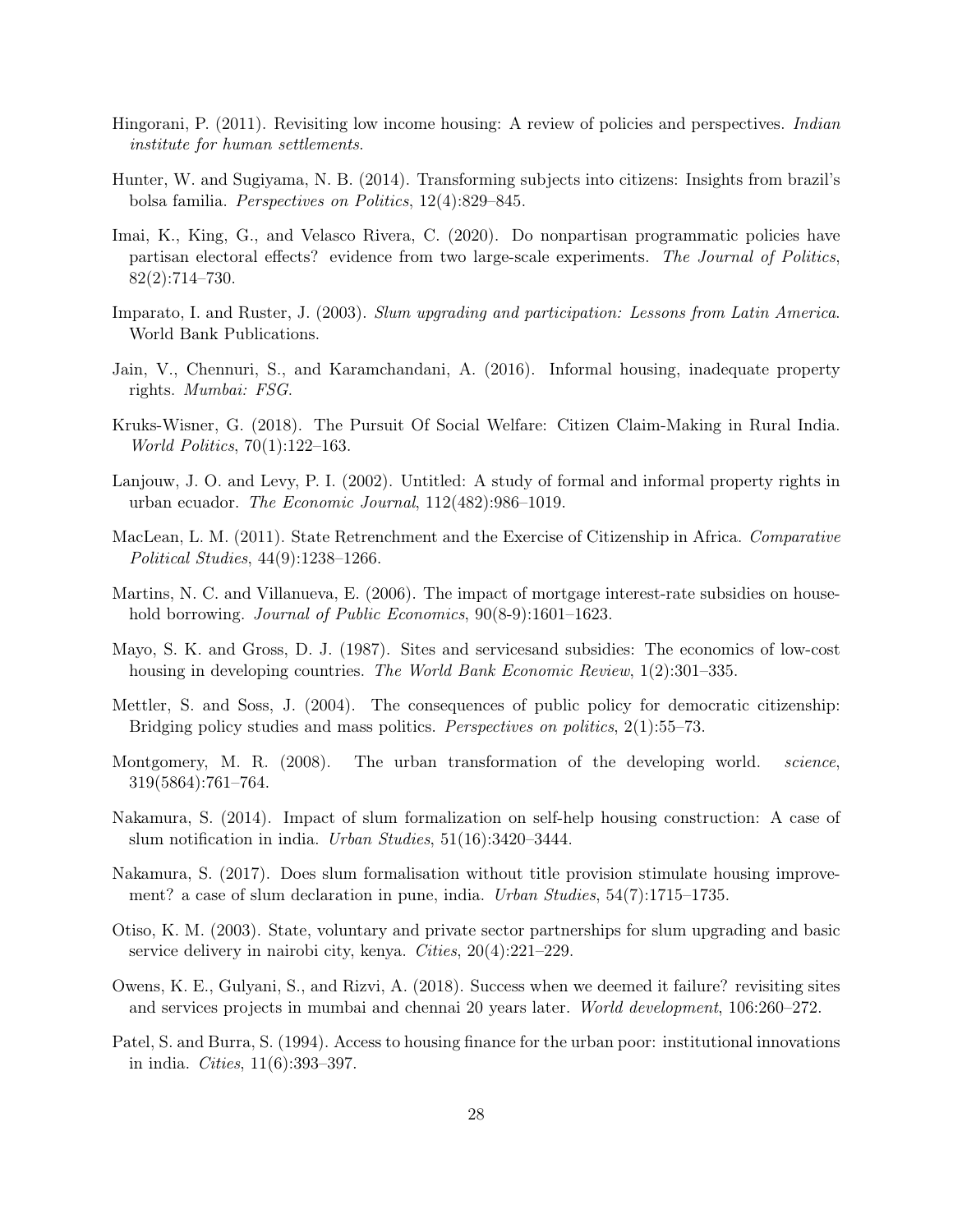Hingorani, P. (2011). Revisiting low income housing: A review of policies and perspectives. *Indian institute for human settlements*.

Hunter, W. and Sugiyama, N. B. (2014). Transforming subjects into citizens: Insights from brazil's bolsa familia. *Perspectives on Politics*, 12(4):829–845.

Imai, K., King, G., and Velasco Rivera, C. (2020). Do nonpartisan programmatic policies have partisan electoral effects? evidence from two large-scale experiments. *The Journal of Politics*, 82(2):714–730.

Imparato, I. and Ruster, J. (2003). *Slum upgrading and participation: Lessons from Latin America*. World Bank Publications.

Jain, V., Chennuri, S., and Karamchandani, A. (2016). Informal housing, inadequate property rights. *Mumbai: FSG*.

Kruks-Wisner, G. (2018). The Pursuit Of Social Welfare: Citizen Claim-Making in Rural India. *World Politics*, 70(1):122–163.

Lanjouw, J. O. and Levy, P. I. (2002). Untitled: A study of formal and informal property rights in urban ecuador. *The Economic Journal*, 112(482):986–1019.

MacLean, L. M. (2011). State Retrenchment and the Exercise of Citizenship in Africa. *Comparative Political Studies*, 44(9):1238–1266.

Martins, N. C. and Villanueva, E. (2006). The impact of mortgage interest-rate subsidies on household borrowing. *Journal of Public Economics*, 90(8-9):1601–1623.

Mayo, S. K. and Gross, D. J. (1987). Sites and servicesand subsidies: The economics of low-cost housing in developing countries. *The World Bank Economic Review*, 1(2):301–335.

Mettler, S. and Soss, J. (2004). The consequences of public policy for democratic citizenship: Bridging policy studies and mass politics. *Perspectives on politics*, 2(1):55–73.

Montgomery, M. R. (2008). The urban transformation of the developing world. *science*, 319(5864):761–764.

Nakamura, S. (2014). Impact of slum formalization on self-help housing construction: A case of slum notification in india. *Urban Studies*, 51(16):3420–3444.

Nakamura, S. (2017). Does slum formalisation without title provision stimulate housing improvement? a case of slum declaration in pune, india. *Urban Studies*, 54(7):1715–1735.

Otiso, K. M. (2003). State, voluntary and private sector partnerships for slum upgrading and basic service delivery in nairobi city, kenya. *Cities*, 20(4):221–229.

Owens, K. E., Gulyani, S., and Rizvi, A. (2018). Success when we deemed it failure? revisiting sites and services projects in mumbai and chennai 20 years later. *World development*, 106:260–272.

Patel, S. and Burra, S. (1994). Access to housing finance for the urban poor: institutional innovations in india. *Cities*, 11(6):393–397.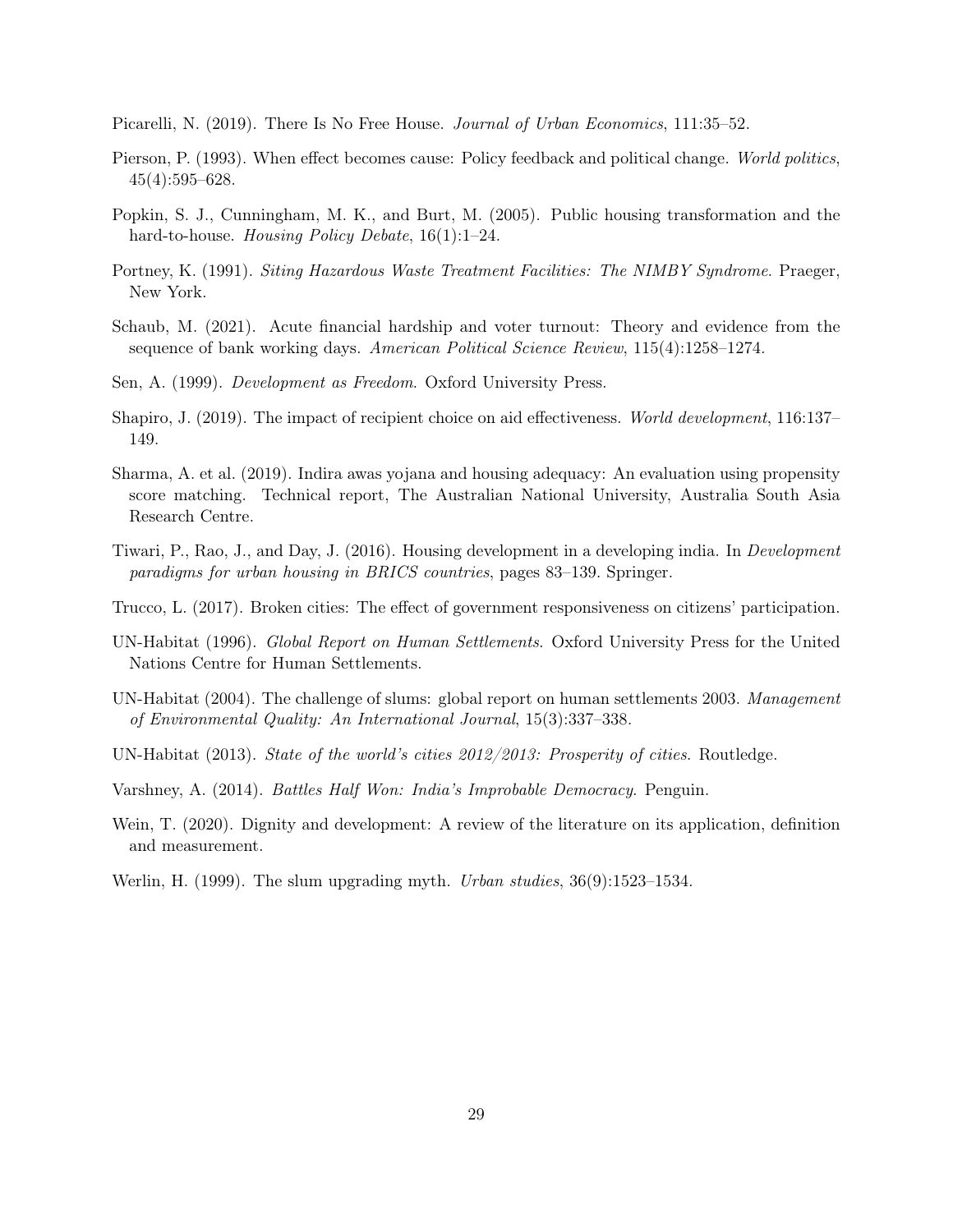Picarelli, N. (2019). There Is No Free House. *Journal of Urban Economics*, 111:35–52.

Pierson, P. (1993). When effect becomes cause: Policy feedback and political change. *World politics*, 45(4):595–628.

Popkin, S. J., Cunningham, M. K., and Burt, M. (2005). Public housing transformation and the hard-to-house. *Housing Policy Debate*, 16(1):1–24.

Portney, K. (1991). *Siting Hazardous Waste Treatment Facilities: The NIMBY Syndrome*. Praeger, New York.

Schaub, M. (2021). Acute financial hardship and voter turnout: Theory and evidence from the sequence of bank working days. *American Political Science Review*, 115(4):1258–1274.

Sen, A. (1999). *Development as Freedom*. Oxford University Press.

Shapiro, J. (2019). The impact of recipient choice on aid effectiveness. *World development*, 116:137–149.

Sharma, A. et al. (2019). Indira awas yojana and housing adequacy: An evaluation using propensity score matching. Technical report, The Australian National University, Australia South Asia Research Centre.

Tiwari, P., Rao, J., and Day, J. (2016). Housing development in a developing india. In *Development paradigms for urban housing in BRICS countries*, pages 83–139. Springer.

Trucco, L. (2017). Broken cities: The effect of government responsiveness on citizens' participation.

UN-Habitat (1996). *Global Report on Human Settlements*. Oxford University Press for the United Nations Centre for Human Settlements.

UN-Habitat (2004). The challenge of slums: global report on human settlements 2003. *Management of Environmental Quality: An International Journal*, 15(3):337–338.

UN-Habitat (2013). *State of the world's cities 2012/2013: Prosperity of cities.* Routledge.

Varshney, A. (2014). *Battles Half Won: India's Improbable Democracy.* Penguin.

Wein, T. (2020). Dignity and development: A review of the literature on its application, definition and measurement.

Werlin, H. (1999). The slum upgrading myth. *Urban studies*, 36(9):1523–1534.